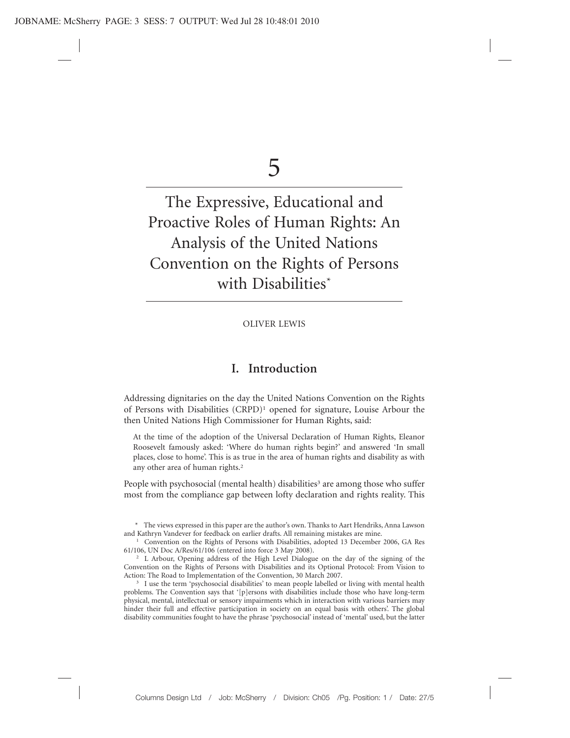# 5

# The Expressive, Educational and Proactive Roles of Human Rights: An Analysis of the United Nations Convention on the Rights of Persons with Disabilities*

OLIVER LEWIS

## I. Introduction

Addressing dignitaries on the day the United Nations Convention on the Rights of Persons with Disabilities (CRPD)[1] opened for signature, Louise Arbour the then United Nations High Commissioner for Human Rights, said:

> At the time of the adoption of the Universal Declaration of Human Rights, Eleanor Roosevelt famously asked: 'Where do human rights begin?' and answered 'In small places, close to home'. This is as true in the area of human rights and disability as with any other area of human rights.[2]

People with psychosocial (mental health) disabilities[3] are among those who suffer most from the compliance gap between lofty declaration and rights reality. This

---

* The views expressed in this paper are the author's own. Thanks to Aart Hendriks, Anna Lawson and Kathryn Vandever for feedback on earlier drafts. All remaining mistakes are mine.

[1] Convention on the Rights of Persons with Disabilities, adopted 13 December 2006, GA Res 61/106, UN Doc A/Res/61/106 (entered into force 3 May 2008).

[2] L Arbour, Opening address of the High Level Dialogue on the day of the signing of the Convention on the Rights of Persons with Disabilities and its Optional Protocol: From Vision to Action: The Road to Implementation of the Convention, 30 March 2007.

[3] I use the term 'psychosocial disabilities' to mean people labelled or living with mental health problems. The Convention says that '[p]ersons with disabilities include those who have long-term physical, mental, intellectual or sensory impairments which in interaction with various barriers may hinder their full and effective participation in society on an equal basis with others'. The global disability communities fought to have the phrase 'psychosocial' instead of 'mental' used, but the latter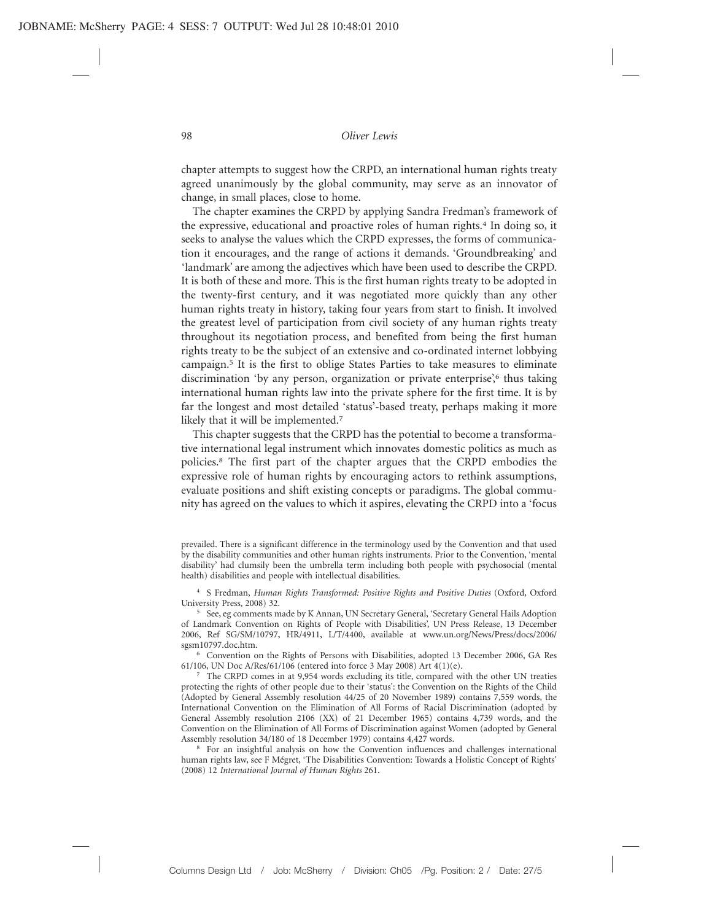chapter attempts to suggest how the CRPD, an international human rights treaty agreed unanimously by the global community, may serve as an innovator of change, in small places, close to home.

The chapter examines the CRPD by applying Sandra Fredman's framework of the expressive, educational and proactive roles of human rights.[4] In doing so, it seeks to analyse the values which the CRPD expresses, the forms of communication it encourages, and the range of actions it demands. 'Groundbreaking' and 'landmark' are among the adjectives which have been used to describe the CRPD. It is both of these and more. This is the first human rights treaty to be adopted in the twenty-first century, and it was negotiated more quickly than any other human rights treaty in history, taking four years from start to finish. It involved the greatest level of participation from civil society of any human rights treaty throughout its negotiation process, and benefited from being the first human rights treaty to be the subject of an extensive and co-ordinated internet lobbying campaign.[5] It is the first to oblige States Parties to take measures to eliminate discrimination 'by any person, organization or private enterprise',[6] thus taking international human rights law into the private sphere for the first time. It is by far the longest and most detailed 'status'-based treaty, perhaps making it more likely that it will be implemented.[7]

This chapter suggests that the CRPD has the potential to become a transformative international legal instrument which innovates domestic politics as much as policies.[8] The first part of the chapter argues that the CRPD embodies the expressive role of human rights by encouraging actors to rethink assumptions, evaluate positions and shift existing concepts or paradigms. The global community has agreed on the values to which it aspires, elevating the CRPD into a 'focus

---

prevailed. There is a significant difference in the terminology used by the Convention and that used by the disability communities and other human rights instruments. Prior to the Convention, 'mental disability' had clumsily been the umbrella term including both people with psychosocial (mental health) disabilities and people with intellectual disabilities.

[4] S Fredman, *Human Rights Transformed: Positive Rights and Positive Duties* (Oxford, Oxford University Press, 2008) 32.

[5] See, eg comments made by K Annan, UN Secretary General, 'Secretary General Hails Adoption of Landmark Convention on Rights of People with Disabilities', UN Press Release, 13 December 2006, Ref SG/SM/10797, HR/4911, L/T/4400, available at www.un.org/News/Press/docs/2006/sgsm10797.doc.htm.

[6] Convention on the Rights of Persons with Disabilities, adopted 13 December 2006, GA Res 61/106, UN Doc A/Res/61/106 (entered into force 3 May 2008) Art 4(1)(e).

[7] The CRPD comes in at 9,954 words excluding its title, compared with the other UN treaties protecting the rights of other people due to their 'status': the Convention on the Rights of the Child (Adopted by General Assembly resolution 44/25 of 20 November 1989) contains 7,559 words, the International Convention on the Elimination of All Forms of Racial Discrimination (adopted by General Assembly resolution 2106 (XX) of 21 December 1965) contains 4,739 words, and the Convention on the Elimination of All Forms of Discrimination against Women (adopted by General Assembly resolution 34/180 of 18 December 1979) contains 4,427 words.

[8] For an insightful analysis on how the Convention influences and challenges international human rights law, see F Mégret, 'The Disabilities Convention: Towards a Holistic Concept of Rights' (2008) 12 *International Journal of Human Rights* 261.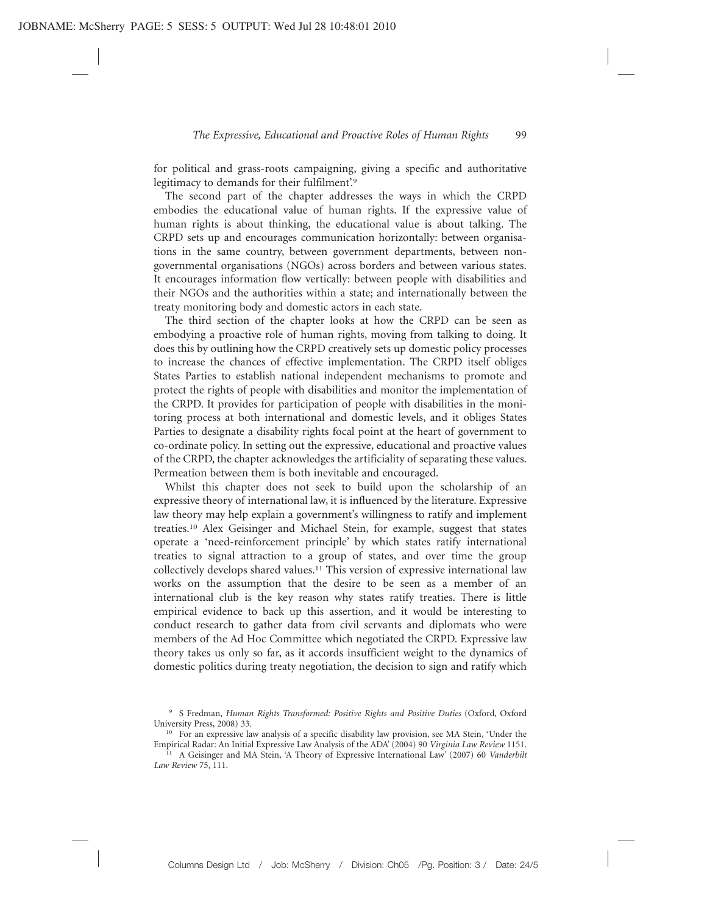for political and grass-roots campaigning, giving a specific and authoritative legitimacy to demands for their fulfilment'.[9]

The second part of the chapter addresses the ways in which the CRPD embodies the educational value of human rights. If the expressive value of human rights is about thinking, the educational value is about talking. The CRPD sets up and encourages communication horizontally: between organisations in the same country, between government departments, between non-governmental organisations (NGOs) across borders and between various states. It encourages information flow vertically: between people with disabilities and their NGOs and the authorities within a state; and internationally between the treaty monitoring body and domestic actors in each state.

The third section of the chapter looks at how the CRPD can be seen as embodying a proactive role of human rights, moving from talking to doing. It does this by outlining how the CRPD creatively sets up domestic policy processes to increase the chances of effective implementation. The CRPD itself obliges States Parties to establish national independent mechanisms to promote and protect the rights of people with disabilities and monitor the implementation of the CRPD. It provides for participation of people with disabilities in the monitoring process at both international and domestic levels, and it obliges States Parties to designate a disability rights focal point at the heart of government to co-ordinate policy. In setting out the expressive, educational and proactive values of the CRPD, the chapter acknowledges the artificiality of separating these values. Permeation between them is both inevitable and encouraged.

Whilst this chapter does not seek to build upon the scholarship of an expressive theory of international law, it is influenced by the literature. Expressive law theory may help explain a government's willingness to ratify and implement treaties.[10] Alex Geisinger and Michael Stein, for example, suggest that states operate a 'need-reinforcement principle' by which states ratify international treaties to signal attraction to a group of states, and over time the group collectively develops shared values.[11] This version of expressive international law works on the assumption that the desire to be seen as a member of an international club is the key reason why states ratify treaties. There is little empirical evidence to back up this assertion, and it would be interesting to conduct research to gather data from civil servants and diplomats who were members of the Ad Hoc Committee which negotiated the CRPD. Expressive law theory takes us only so far, as it accords insufficient weight to the dynamics of domestic politics during treaty negotiation, the decision to sign and ratify which

[9] S Fredman, *Human Rights Transformed: Positive Rights and Positive Duties* (Oxford, Oxford University Press, 2008) 33.

[10] For an expressive law analysis of a specific disability law provision, see MA Stein, 'Under the Empirical Radar: An Initial Expressive Law Analysis of the ADA' (2004) 90 *Virginia Law Review* 1151.

[11] A Geisinger and MA Stein, 'A Theory of Expressive International Law' (2007) 60 *Vanderbilt Law Review* 75, 111.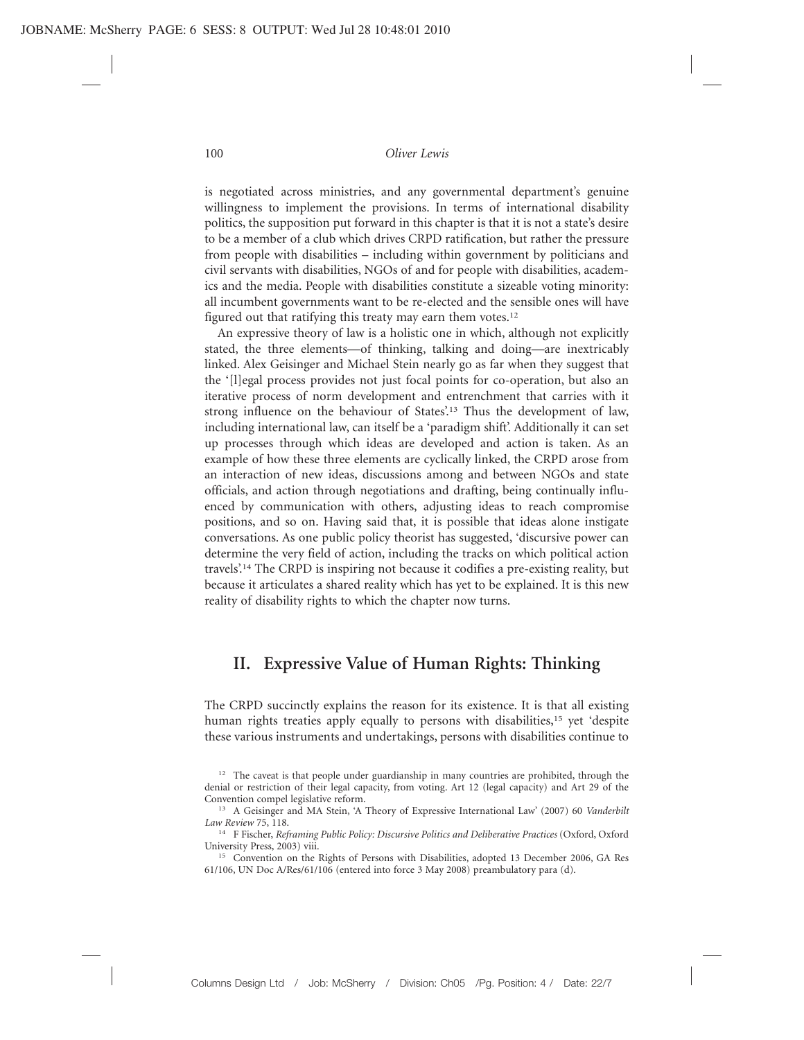is negotiated across ministries, and any governmental department's genuine willingness to implement the provisions. In terms of international disability politics, the supposition put forward in this chapter is that it is not a state's desire to be a member of a club which drives CRPD ratification, but rather the pressure from people with disabilities – including within government by politicians and civil servants with disabilities, NGOs of and for people with disabilities, academics and the media. People with disabilities constitute a sizeable voting minority: all incumbent governments want to be re-elected and the sensible ones will have figured out that ratifying this treaty may earn them votes.[12]

An expressive theory of law is a holistic one in which, although not explicitly stated, the three elements—of thinking, talking and doing—are inextricably linked. Alex Geisinger and Michael Stein nearly go as far when they suggest that the '[l]egal process provides not just focal points for co-operation, but also an iterative process of norm development and entrenchment that carries with it strong influence on the behaviour of States'.[13] Thus the development of law, including international law, can itself be a 'paradigm shift'. Additionally it can set up processes through which ideas are developed and action is taken. As an example of how these three elements are cyclically linked, the CRPD arose from an interaction of new ideas, discussions among and between NGOs and state officials, and action through negotiations and drafting, being continually influenced by communication with others, adjusting ideas to reach compromise positions, and so on. Having said that, it is possible that ideas alone instigate conversations. As one public policy theorist has suggested, 'discursive power can determine the very field of action, including the tracks on which political action travels'.[14] The CRPD is inspiring not because it codifies a pre-existing reality, but because it articulates a shared reality which has yet to be explained. It is this new reality of disability rights to which the chapter now turns.

## II. Expressive Value of Human Rights: Thinking

The CRPD succinctly explains the reason for its existence. It is that all existing human rights treaties apply equally to persons with disabilities,[15] yet 'despite these various instruments and undertakings, persons with disabilities continue to

[12] The caveat is that people under guardianship in many countries are prohibited, through the denial or restriction of their legal capacity, from voting. Art 12 (legal capacity) and Art 29 of the Convention compel legislative reform.

[13] A Geisinger and MA Stein, 'A Theory of Expressive International Law' (2007) 60 *Vanderbilt Law Review* 75, 118.

[14] F Fischer, *Reframing Public Policy: Discursive Politics and Deliberative Practices* (Oxford, Oxford University Press, 2003) viii.

[15] Convention on the Rights of Persons with Disabilities, adopted 13 December 2006, GA Res 61/106, UN Doc A/Res/61/106 (entered into force 3 May 2008) preambulatory para (d).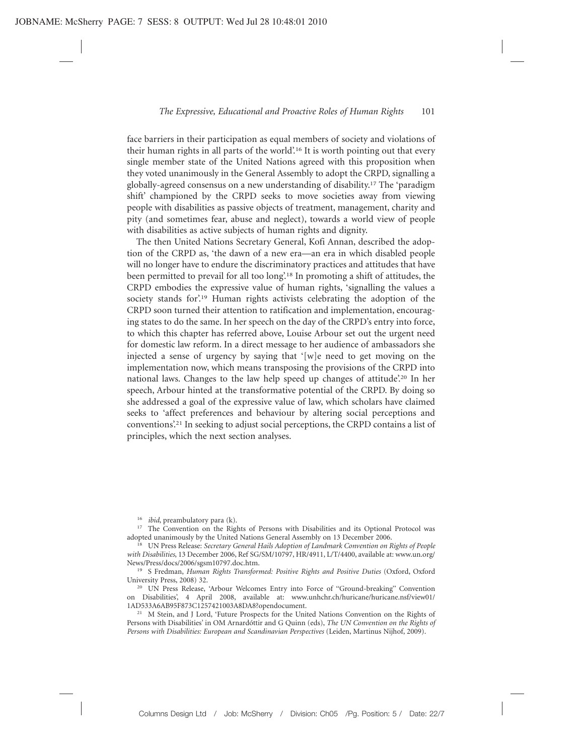face barriers in their participation as equal members of society and violations of their human rights in all parts of the world'.[16] It is worth pointing out that every single member state of the United Nations agreed with this proposition when they voted unanimously in the General Assembly to adopt the CRPD, signalling a globally-agreed consensus on a new understanding of disability.[17] The 'paradigm shift' championed by the CRPD seeks to move societies away from viewing people with disabilities as passive objects of treatment, management, charity and pity (and sometimes fear, abuse and neglect), towards a world view of people with disabilities as active subjects of human rights and dignity.

The then United Nations Secretary General, Kofi Annan, described the adoption of the CRPD as, 'the dawn of a new era—an era in which disabled people will no longer have to endure the discriminatory practices and attitudes that have been permitted to prevail for all too long'.[18] In promoting a shift of attitudes, the CRPD embodies the expressive value of human rights, 'signalling the values a society stands for'.[19] Human rights activists celebrating the adoption of the CRPD soon turned their attention to ratification and implementation, encouraging states to do the same. In her speech on the day of the CRPD's entry into force, to which this chapter has referred above, Louise Arbour set out the urgent need for domestic law reform. In a direct message to her audience of ambassadors she injected a sense of urgency by saying that '[w]e need to get moving on the implementation now, which means transposing the provisions of the CRPD into national laws. Changes to the law help speed up changes of attitude'.[20] In her speech, Arbour hinted at the transformative potential of the CRPD. By doing so she addressed a goal of the expressive value of law, which scholars have claimed seeks to 'affect preferences and behaviour by altering social perceptions and conventions'.[21] In seeking to adjust social perceptions, the CRPD contains a list of principles, which the next section analyses.

[16] *ibid*, preambulatory para (k).

[17] The Convention on the Rights of Persons with Disabilities and its Optional Protocol was adopted unanimously by the United Nations General Assembly on 13 December 2006.

[18] UN Press Release: *Secretary General Hails Adoption of Landmark Convention on Rights of People with Disabilities*, 13 December 2006, Ref SG/SM/10797, HR/4911, L/T/4400, available at: www.un.org/News/Press/docs/2006/sgsm10797.doc.htm.

[19] S Fredman, *Human Rights Transformed: Positive Rights and Positive Duties* (Oxford, Oxford University Press, 2008) 32.

[20] UN Press Release, 'Arbour Welcomes Entry into Force of "Ground-breaking" Convention on Disabilities', 4 April 2008, available at: www.unhchr.ch/huricane/huricane.nsf/view01/1AD533A6AB95F873C1257421003A8DA8?opendocument.

[21] M Stein, and J Lord, 'Future Prospects for the United Nations Convention on the Rights of Persons with Disabilities' in OM Arnardóttir and G Quinn (eds), *The UN Convention on the Rights of Persons with Disabilities: European and Scandinavian Perspectives* (Leiden, Martinus Nijhof, 2009).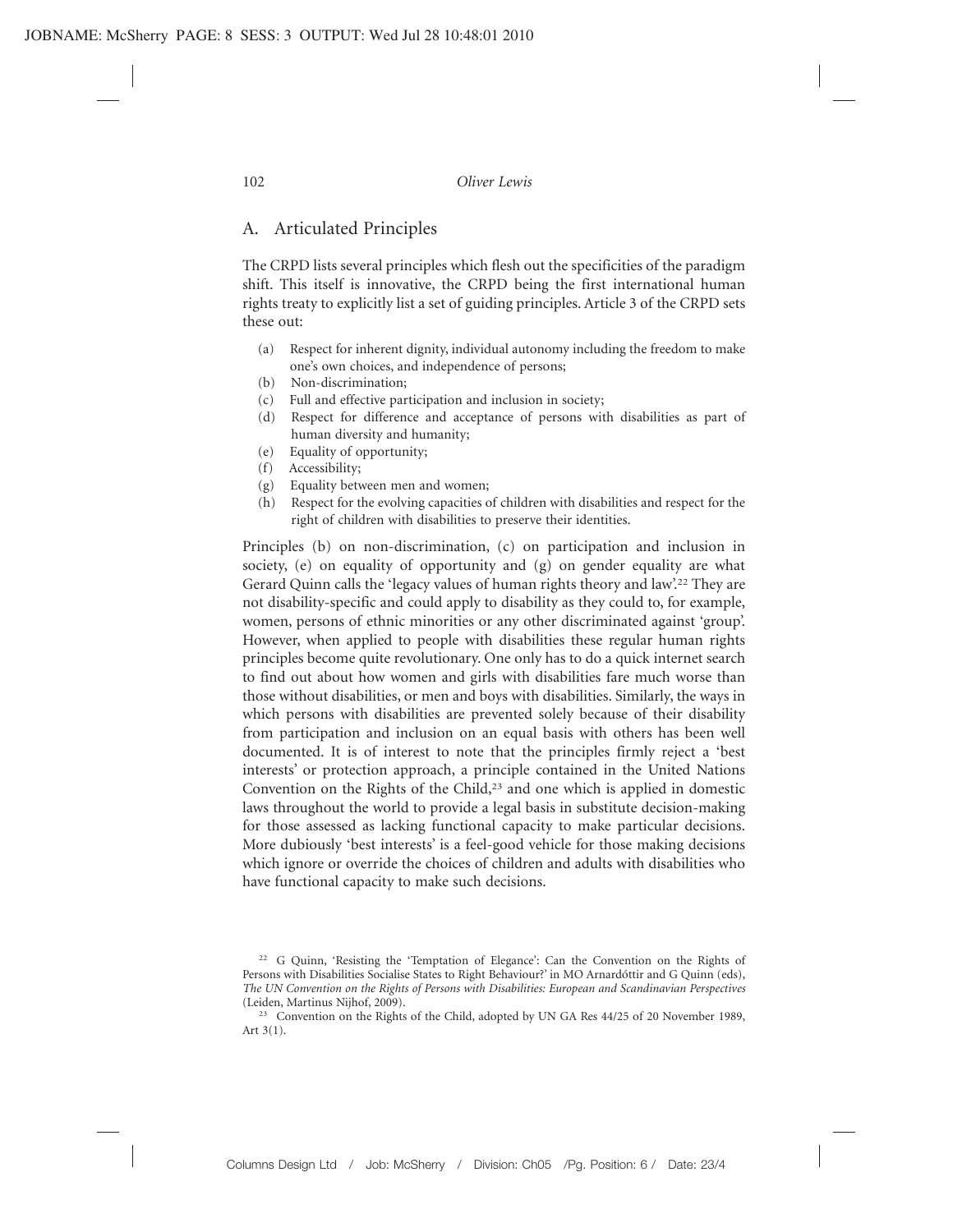## A. Articulated Principles

The CRPD lists several principles which flesh out the specificities of the paradigm shift. This itself is innovative, the CRPD being the first international human rights treaty to explicitly list a set of guiding principles. Article 3 of the CRPD sets these out:

(a) Respect for inherent dignity, individual autonomy including the freedom to make one's own choices, and independence of persons;
(b) Non-discrimination;
(c) Full and effective participation and inclusion in society;
(d) Respect for difference and acceptance of persons with disabilities as part of human diversity and humanity;
(e) Equality of opportunity;
(f) Accessibility;
(g) Equality between men and women;
(h) Respect for the evolving capacities of children with disabilities and respect for the right of children with disabilities to preserve their identities.

Principles (b) on non-discrimination, (c) on participation and inclusion in society, (e) on equality of opportunity and (g) on gender equality are what Gerard Quinn calls the 'legacy values of human rights theory and law'.[22] They are not disability-specific and could apply to disability as they could to, for example, women, persons of ethnic minorities or any other discriminated against 'group'. However, when applied to people with disabilities these regular human rights principles become quite revolutionary. One only has to do a quick internet search to find out about how women and girls with disabilities fare much worse than those without disabilities, or men and boys with disabilities. Similarly, the ways in which persons with disabilities are prevented solely because of their disability from participation and inclusion on an equal basis with others has been well documented. It is of interest to note that the principles firmly reject a 'best interests' or protection approach, a principle contained in the United Nations Convention on the Rights of the Child,[23] and one which is applied in domestic laws throughout the world to provide a legal basis in substitute decision-making for those assessed as lacking functional capacity to make particular decisions. More dubiously 'best interests' is a feel-good vehicle for those making decisions which ignore or override the choices of children and adults with disabilities who have functional capacity to make such decisions.

[22] G Quinn, 'Resisting the 'Temptation of Elegance': Can the Convention on the Rights of Persons with Disabilities Socialise States to Right Behaviour?' in MO Arnardóttir and G Quinn (eds), *The UN Convention on the Rights of Persons with Disabilities: European and Scandinavian Perspectives* (Leiden, Martinus Nijhof, 2009).

[23] Convention on the Rights of the Child, adopted by UN GA Res 44/25 of 20 November 1989, Art 3(1).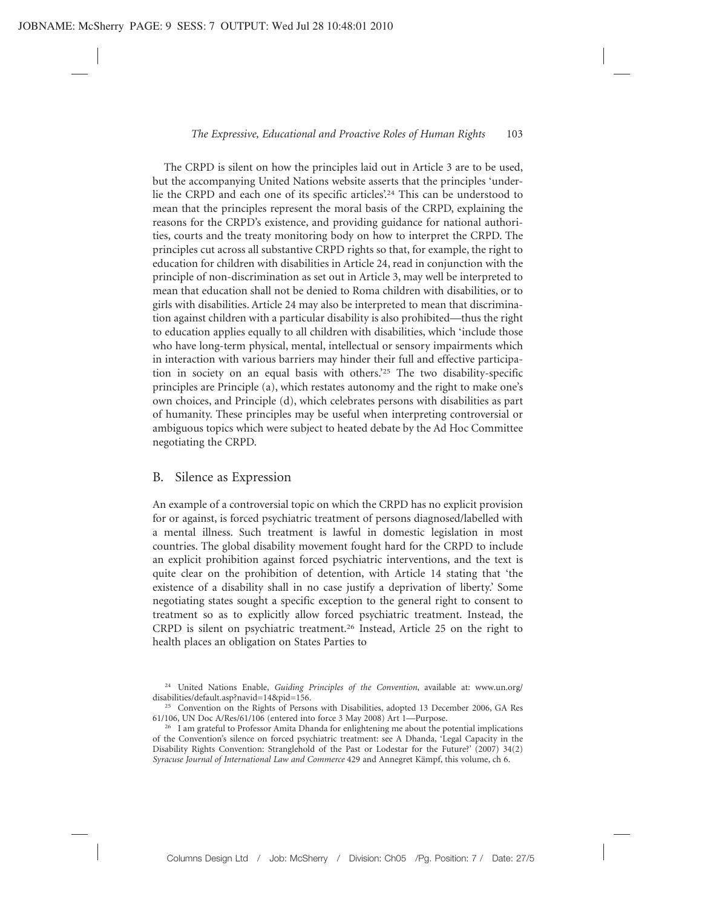The CRPD is silent on how the principles laid out in Article 3 are to be used, but the accompanying United Nations website asserts that the principles 'underlie the CRPD and each one of its specific articles'.[24] This can be understood to mean that the principles represent the moral basis of the CRPD, explaining the reasons for the CRPD's existence, and providing guidance for national authorities, courts and the treaty monitoring body on how to interpret the CRPD. The principles cut across all substantive CRPD rights so that, for example, the right to education for children with disabilities in Article 24, read in conjunction with the principle of non-discrimination as set out in Article 3, may well be interpreted to mean that education shall not be denied to Roma children with disabilities, or to girls with disabilities. Article 24 may also be interpreted to mean that discrimination against children with a particular disability is also prohibited—thus the right to education applies equally to all children with disabilities, which 'include those who have long-term physical, mental, intellectual or sensory impairments which in interaction with various barriers may hinder their full and effective participation in society on an equal basis with others.'[25] The two disability-specific principles are Principle (a), which restates autonomy and the right to make one's own choices, and Principle (d), which celebrates persons with disabilities as part of humanity. These principles may be useful when interpreting controversial or ambiguous topics which were subject to heated debate by the Ad Hoc Committee negotiating the CRPD.

## B. Silence as Expression

An example of a controversial topic on which the CRPD has no explicit provision for or against, is forced psychiatric treatment of persons diagnosed/labelled with a mental illness. Such treatment is lawful in domestic legislation in most countries. The global disability movement fought hard for the CRPD to include an explicit prohibition against forced psychiatric interventions, and the text is quite clear on the prohibition of detention, with Article 14 stating that 'the existence of a disability shall in no case justify a deprivation of liberty.' Some negotiating states sought a specific exception to the general right to consent to treatment so as to explicitly allow forced psychiatric treatment. Instead, the CRPD is silent on psychiatric treatment.[26] Instead, Article 25 on the right to health places an obligation on States Parties to

[24] United Nations Enable, *Guiding Principles of the Convention*, available at: www.un.org/disabilities/default.asp?navid=14&pid=156.

[25] Convention on the Rights of Persons with Disabilities, adopted 13 December 2006, GA Res 61/106, UN Doc A/Res/61/106 (entered into force 3 May 2008) Art 1—Purpose.

[26] I am grateful to Professor Amita Dhanda for enlightening me about the potential implications of the Convention's silence on forced psychiatric treatment: see A Dhanda, 'Legal Capacity in the Disability Rights Convention: Stranglehold of the Past or Lodestar for the Future?' (2007) 34(2) *Syracuse Journal of International Law and Commerce* 429 and Annegret Kämpf, this volume, ch 6.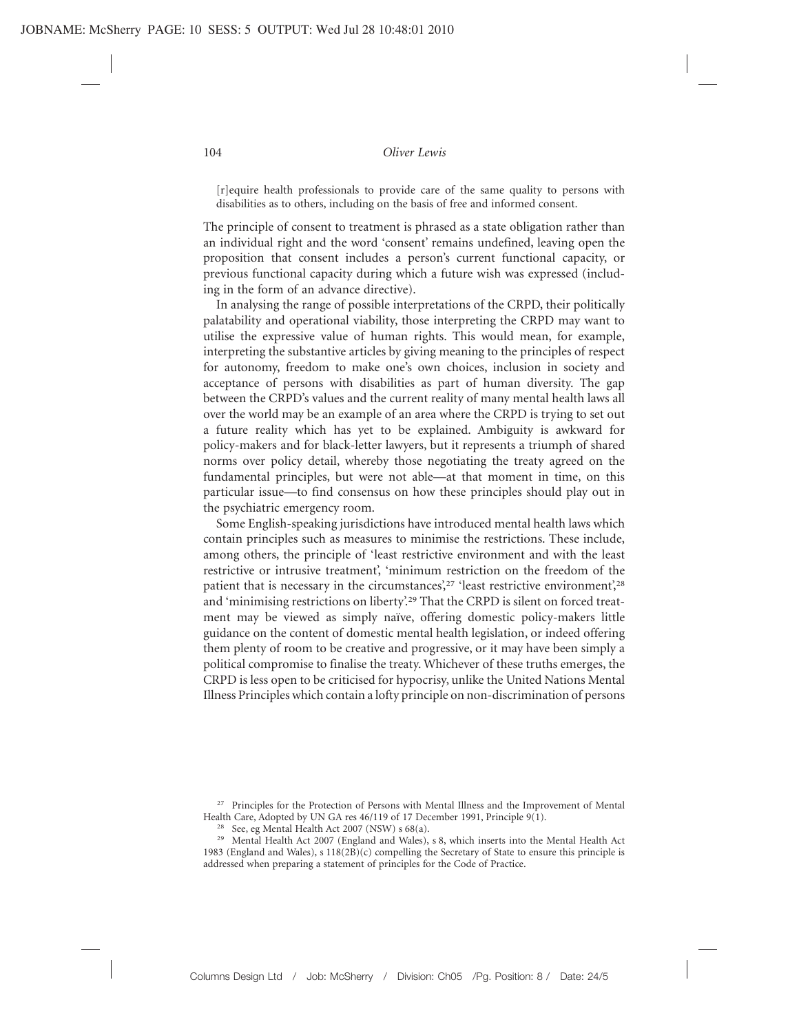> [r]equire health professionals to provide care of the same quality to persons with disabilities as to others, including on the basis of free and informed consent.

The principle of consent to treatment is phrased as a state obligation rather than an individual right and the word 'consent' remains undefined, leaving open the proposition that consent includes a person's current functional capacity, or previous functional capacity during which a future wish was expressed (including in the form of an advance directive).

In analysing the range of possible interpretations of the CRPD, their politically palatability and operational viability, those interpreting the CRPD may want to utilise the expressive value of human rights. This would mean, for example, interpreting the substantive articles by giving meaning to the principles of respect for autonomy, freedom to make one's own choices, inclusion in society and acceptance of persons with disabilities as part of human diversity. The gap between the CRPD's values and the current reality of many mental health laws all over the world may be an example of an area where the CRPD is trying to set out a future reality which has yet to be explained. Ambiguity is awkward for policy-makers and for black-letter lawyers, but it represents a triumph of shared norms over policy detail, whereby those negotiating the treaty agreed on the fundamental principles, but were not able—at that moment in time, on this particular issue—to find consensus on how these principles should play out in the psychiatric emergency room.

Some English-speaking jurisdictions have introduced mental health laws which contain principles such as measures to minimise the restrictions. These include, among others, the principle of 'least restrictive environment and with the least restrictive or intrusive treatment', 'minimum restriction on the freedom of the patient that is necessary in the circumstances',[27] 'least restrictive environment',[28] and 'minimising restrictions on liberty'.[29] That the CRPD is silent on forced treatment may be viewed as simply naïve, offering domestic policy-makers little guidance on the content of domestic mental health legislation, or indeed offering them plenty of room to be creative and progressive, or it may have been simply a political compromise to finalise the treaty. Whichever of these truths emerges, the CRPD is less open to be criticised for hypocrisy, unlike the United Nations Mental Illness Principles which contain a lofty principle on non-discrimination of persons

[27] Principles for the Protection of Persons with Mental Illness and the Improvement of Mental Health Care, Adopted by UN GA res 46/119 of 17 December 1991, Principle 9(1).

[28] See, eg Mental Health Act 2007 (NSW) s 68(a).

[29] Mental Health Act 2007 (England and Wales), s 8, which inserts into the Mental Health Act 1983 (England and Wales), s 118(2B)(c) compelling the Secretary of State to ensure this principle is addressed when preparing a statement of principles for the Code of Practice.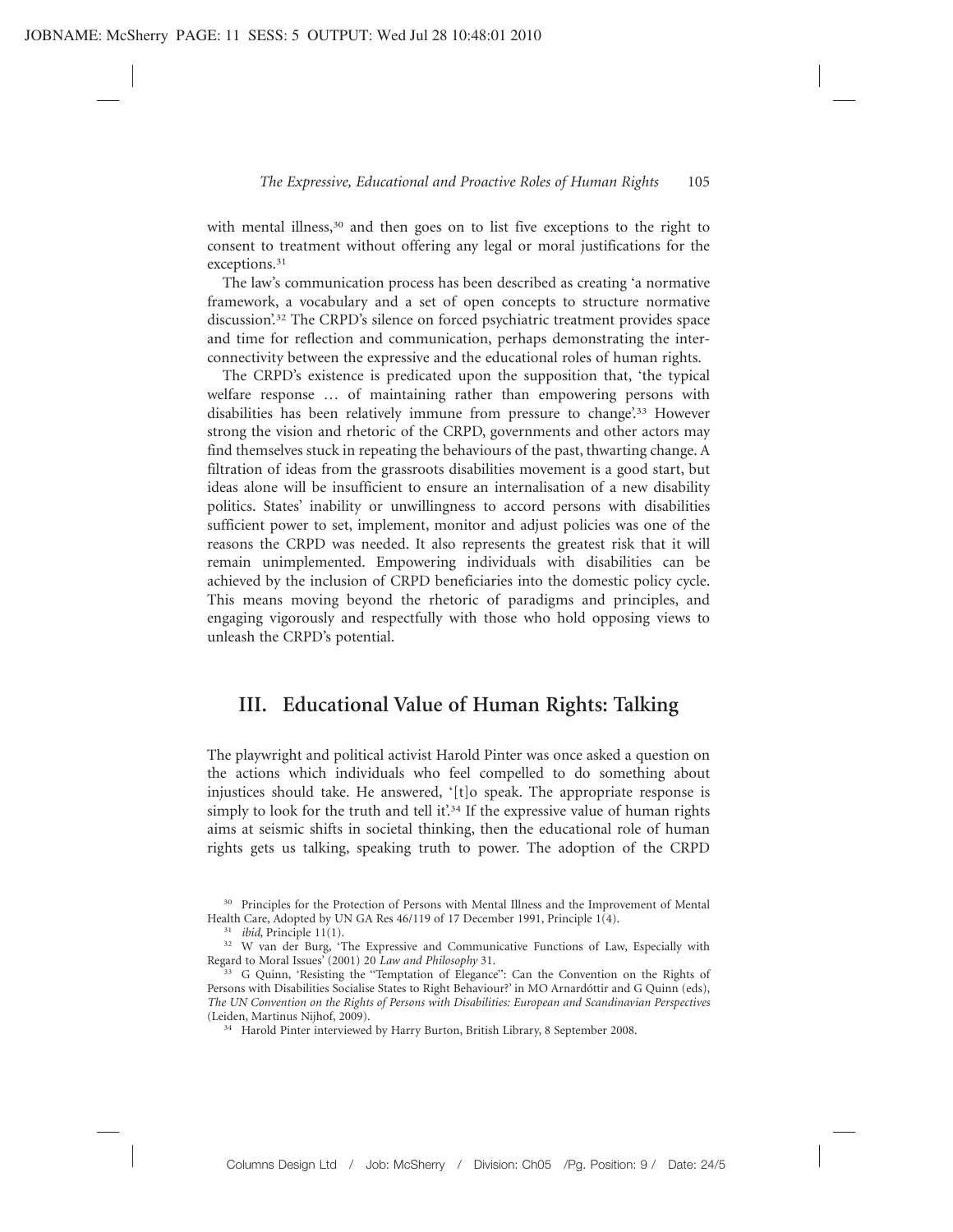with mental illness,[30] and then goes on to list five exceptions to the right to consent to treatment without offering any legal or moral justifications for the exceptions.[31]

The law's communication process has been described as creating 'a normative framework, a vocabulary and a set of open concepts to structure normative discussion'.[32] The CRPD's silence on forced psychiatric treatment provides space and time for reflection and communication, perhaps demonstrating the interconnectivity between the expressive and the educational roles of human rights.

The CRPD's existence is predicated upon the supposition that, 'the typical welfare response … of maintaining rather than empowering persons with disabilities has been relatively immune from pressure to change'.[33] However strong the vision and rhetoric of the CRPD, governments and other actors may find themselves stuck in repeating the behaviours of the past, thwarting change. A filtration of ideas from the grassroots disabilities movement is a good start, but ideas alone will be insufficient to ensure an internalisation of a new disability politics. States' inability or unwillingness to accord persons with disabilities sufficient power to set, implement, monitor and adjust policies was one of the reasons the CRPD was needed. It also represents the greatest risk that it will remain unimplemented. Empowering individuals with disabilities can be achieved by the inclusion of CRPD beneficiaries into the domestic policy cycle. This means moving beyond the rhetoric of paradigms and principles, and engaging vigorously and respectfully with those who hold opposing views to unleash the CRPD's potential.

## III. Educational Value of Human Rights: Talking

The playwright and political activist Harold Pinter was once asked a question on the actions which individuals who feel compelled to do something about injustices should take. He answered, '[t]o speak. The appropriate response is simply to look for the truth and tell it'.[34] If the expressive value of human rights aims at seismic shifts in societal thinking, then the educational role of human rights gets us talking, speaking truth to power. The adoption of the CRPD

[30] Principles for the Protection of Persons with Mental Illness and the Improvement of Mental Health Care, Adopted by UN GA Res 46/119 of 17 December 1991, Principle 1(4).

[31] *ibid*, Principle 11(1).

[32] W van der Burg, 'The Expressive and Communicative Functions of Law, Especially with Regard to Moral Issues' (2001) 20 *Law and Philosophy* 31.

[33] G Quinn, 'Resisting the "Temptation of Elegance": Can the Convention on the Rights of Persons with Disabilities Socialise States to Right Behaviour?' in MO Arnardóttir and G Quinn (eds), *The UN Convention on the Rights of Persons with Disabilities: European and Scandinavian Perspectives* (Leiden, Martinus Nijhof, 2009).

[34] Harold Pinter interviewed by Harry Burton, British Library, 8 September 2008.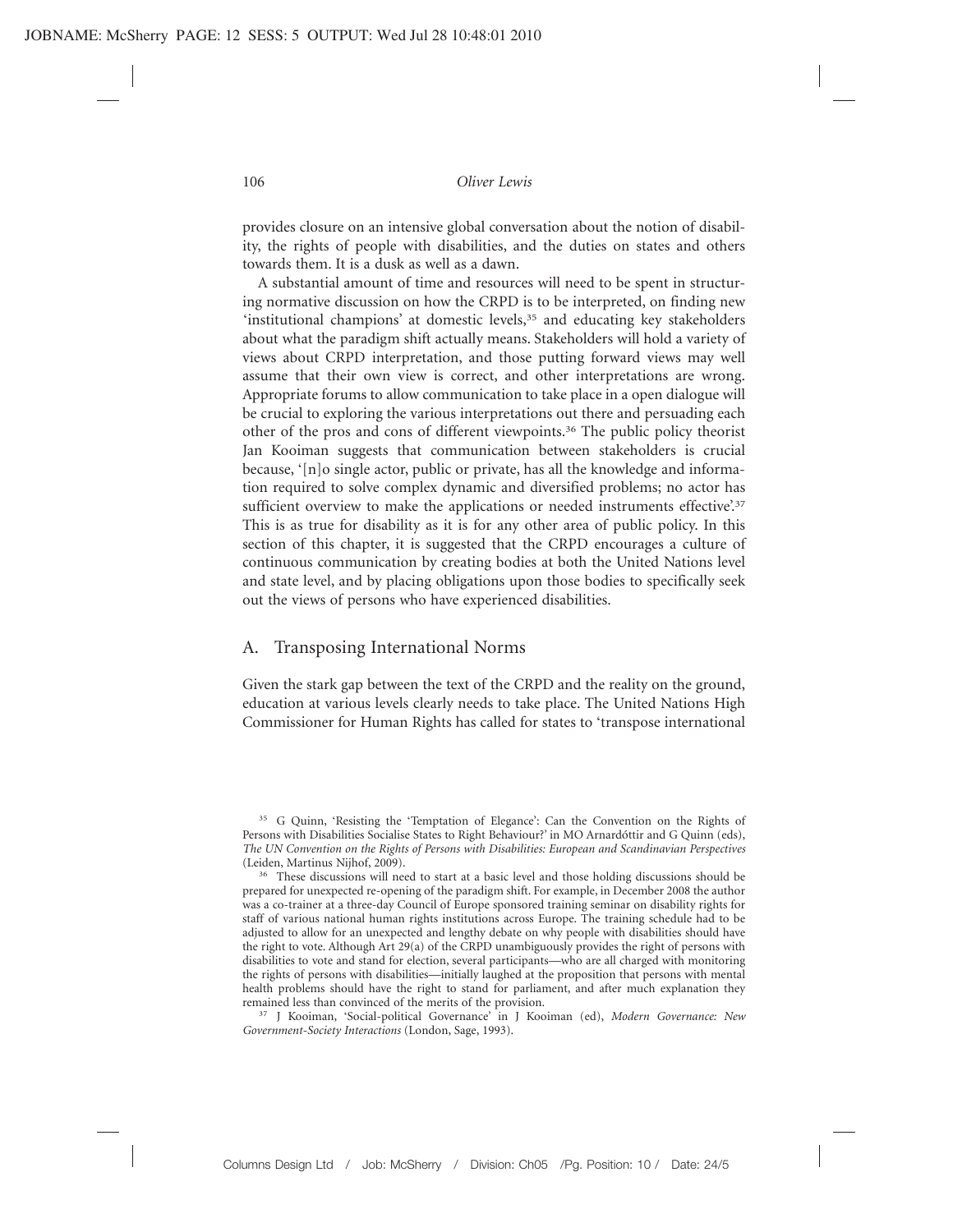provides closure on an intensive global conversation about the notion of disability, the rights of people with disabilities, and the duties on states and others towards them. It is a dusk as well as a dawn.

A substantial amount of time and resources will need to be spent in structuring normative discussion on how the CRPD is to be interpreted, on finding new 'institutional champions' at domestic levels,[35] and educating key stakeholders about what the paradigm shift actually means. Stakeholders will hold a variety of views about CRPD interpretation, and those putting forward views may well assume that their own view is correct, and other interpretations are wrong. Appropriate forums to allow communication to take place in a open dialogue will be crucial to exploring the various interpretations out there and persuading each other of the pros and cons of different viewpoints.[36] The public policy theorist Jan Kooiman suggests that communication between stakeholders is crucial because, '[n]o single actor, public or private, has all the knowledge and information required to solve complex dynamic and diversified problems; no actor has sufficient overview to make the applications or needed instruments effective'.[37] This is as true for disability as it is for any other area of public policy. In this section of this chapter, it is suggested that the CRPD encourages a culture of continuous communication by creating bodies at both the United Nations level and state level, and by placing obligations upon those bodies to specifically seek out the views of persons who have experienced disabilities.

## A. Transposing International Norms

Given the stark gap between the text of the CRPD and the reality on the ground, education at various levels clearly needs to take place. The United Nations High Commissioner for Human Rights has called for states to 'transpose international

---

[35] G Quinn, 'Resisting the 'Temptation of Elegance': Can the Convention on the Rights of Persons with Disabilities Socialise States to Right Behaviour?' in MO Arnardóttir and G Quinn (eds), *The UN Convention on the Rights of Persons with Disabilities: European and Scandinavian Perspectives* (Leiden, Martinus Nijhof, 2009).

[36] These discussions will need to start at a basic level and those holding discussions should be prepared for unexpected re-opening of the paradigm shift. For example, in December 2008 the author was a co-trainer at a three-day Council of Europe sponsored training seminar on disability rights for staff of various national human rights institutions across Europe. The training schedule had to be adjusted to allow for an unexpected and lengthy debate on why people with disabilities should have the right to vote. Although Art 29(a) of the CRPD unambiguously provides the right of persons with disabilities to vote and stand for election, several participants—who are all charged with monitoring the rights of persons with disabilities—initially laughed at the proposition that persons with mental health problems should have the right to stand for parliament, and after much explanation they remained less than convinced of the merits of the provision.

[37] J Kooiman, 'Social-political Governance' in J Kooiman (ed), *Modern Governance: New Government-Society Interactions* (London, Sage, 1993).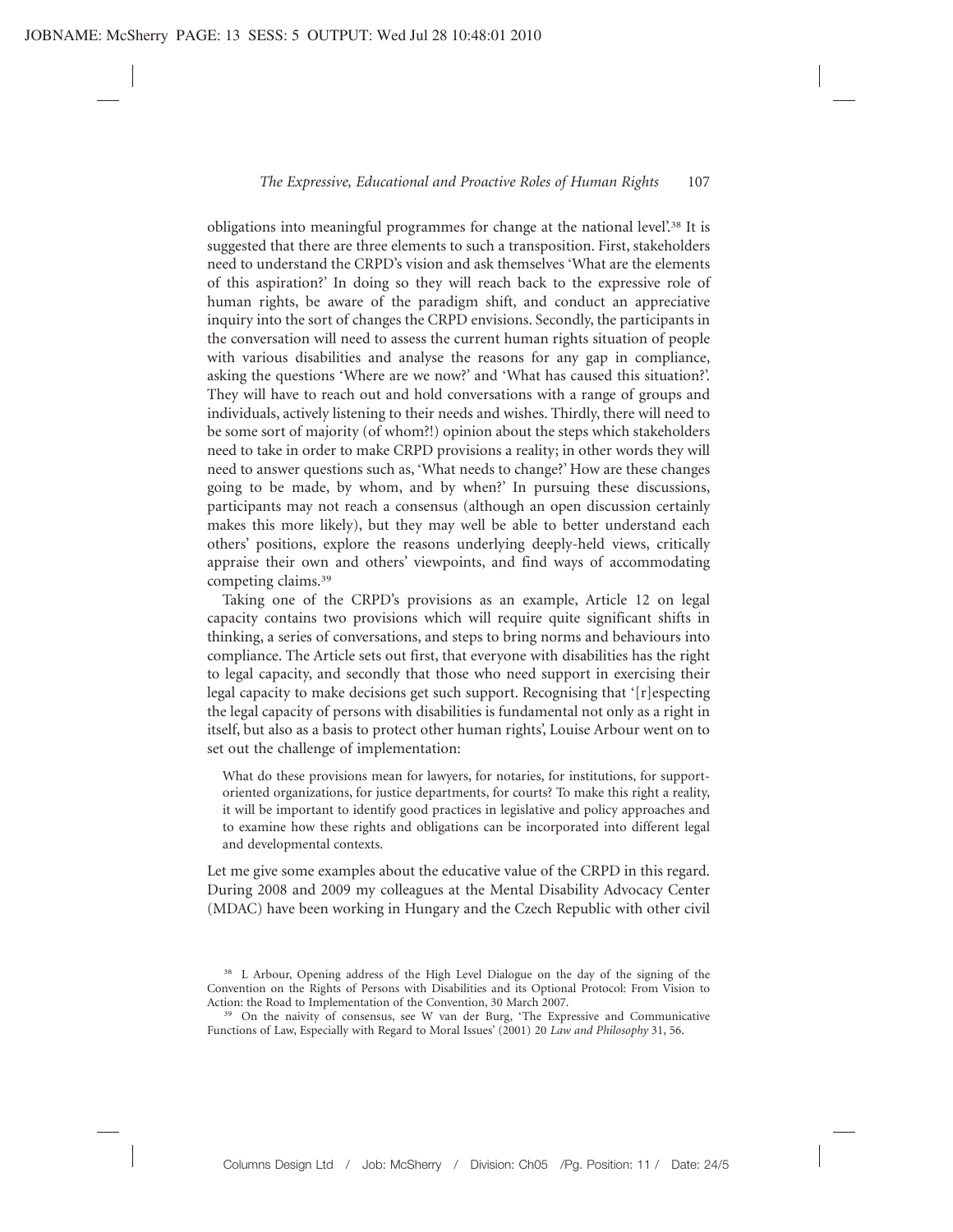obligations into meaningful programmes for change at the national level'.[38] It is suggested that there are three elements to such a transposition. First, stakeholders need to understand the CRPD's vision and ask themselves 'What are the elements of this aspiration?' In doing so they will reach back to the expressive role of human rights, be aware of the paradigm shift, and conduct an appreciative inquiry into the sort of changes the CRPD envisions. Secondly, the participants in the conversation will need to assess the current human rights situation of people with various disabilities and analyse the reasons for any gap in compliance, asking the questions 'Where are we now?' and 'What has caused this situation?'. They will have to reach out and hold conversations with a range of groups and individuals, actively listening to their needs and wishes. Thirdly, there will need to be some sort of majority (of whom?!) opinion about the steps which stakeholders need to take in order to make CRPD provisions a reality; in other words they will need to answer questions such as, 'What needs to change?' How are these changes going to be made, by whom, and by when?' In pursuing these discussions, participants may not reach a consensus (although an open discussion certainly makes this more likely), but they may well be able to better understand each others' positions, explore the reasons underlying deeply-held views, critically appraise their own and others' viewpoints, and find ways of accommodating competing claims.[39]

Taking one of the CRPD's provisions as an example, Article 12 on legal capacity contains two provisions which will require quite significant shifts in thinking, a series of conversations, and steps to bring norms and behaviours into compliance. The Article sets out first, that everyone with disabilities has the right to legal capacity, and secondly that those who need support in exercising their legal capacity to make decisions get such support. Recognising that '[r]especting the legal capacity of persons with disabilities is fundamental not only as a right in itself, but also as a basis to protect other human rights', Louise Arbour went on to set out the challenge of implementation:

> What do these provisions mean for lawyers, for notaries, for institutions, for support-oriented organizations, for justice departments, for courts? To make this right a reality, it will be important to identify good practices in legislative and policy approaches and to examine how these rights and obligations can be incorporated into different legal and developmental contexts.

Let me give some examples about the educative value of the CRPD in this regard. During 2008 and 2009 my colleagues at the Mental Disability Advocacy Center (MDAC) have been working in Hungary and the Czech Republic with other civil

---

[38] L Arbour, Opening address of the High Level Dialogue on the day of the signing of the Convention on the Rights of Persons with Disabilities and its Optional Protocol: From Vision to Action: the Road to Implementation of the Convention, 30 March 2007.

[39] On the naivity of consensus, see W van der Burg, 'The Expressive and Communicative Functions of Law, Especially with Regard to Moral Issues' (2001) 20 *Law and Philosophy* 31, 56.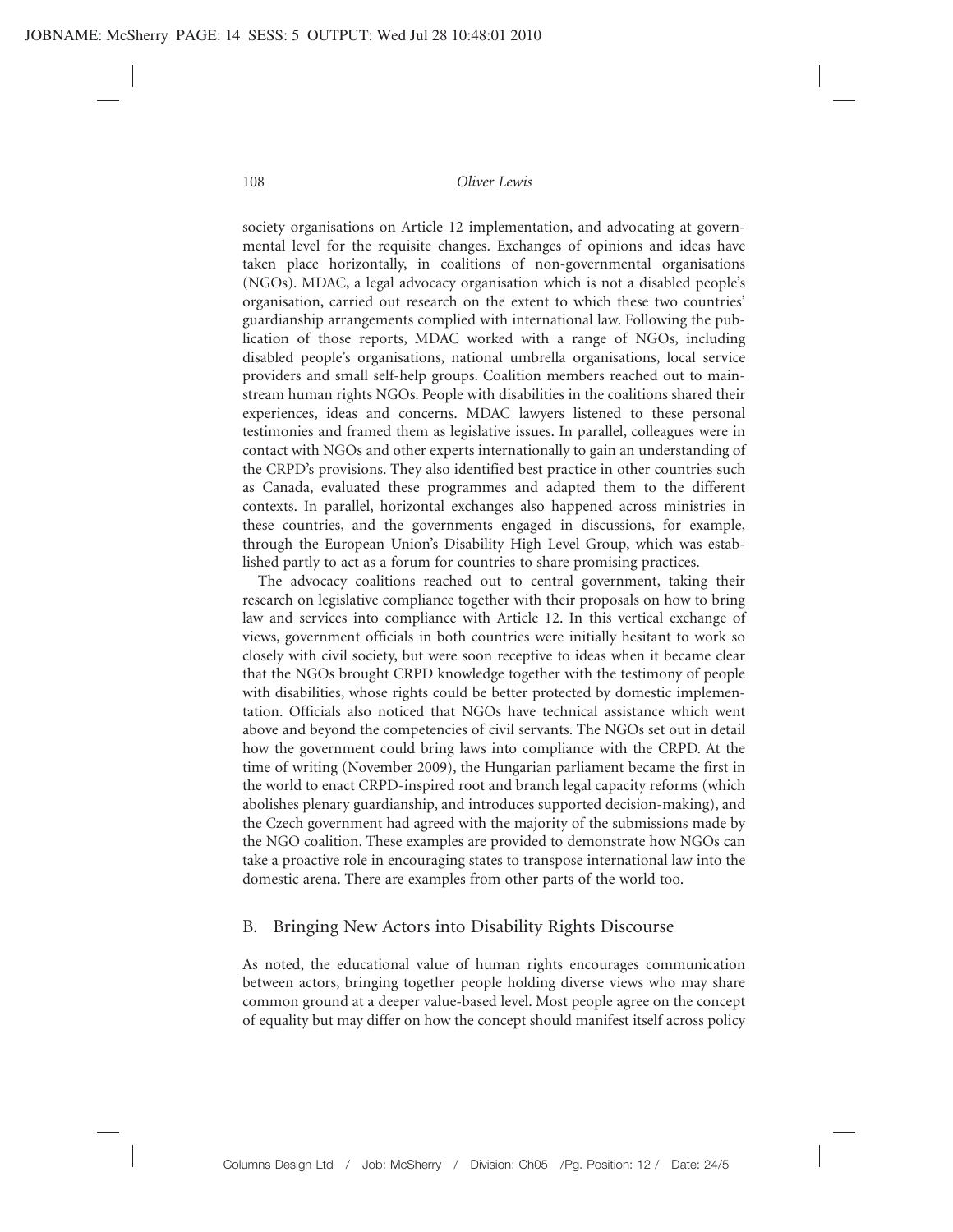society organisations on Article 12 implementation, and advocating at governmental level for the requisite changes. Exchanges of opinions and ideas have taken place horizontally, in coalitions of non-governmental organisations (NGOs). MDAC, a legal advocacy organisation which is not a disabled people's organisation, carried out research on the extent to which these two countries' guardianship arrangements complied with international law. Following the publication of those reports, MDAC worked with a range of NGOs, including disabled people's organisations, national umbrella organisations, local service providers and small self-help groups. Coalition members reached out to mainstream human rights NGOs. People with disabilities in the coalitions shared their experiences, ideas and concerns. MDAC lawyers listened to these personal testimonies and framed them as legislative issues. In parallel, colleagues were in contact with NGOs and other experts internationally to gain an understanding of the CRPD's provisions. They also identified best practice in other countries such as Canada, evaluated these programmes and adapted them to the different contexts. In parallel, horizontal exchanges also happened across ministries in these countries, and the governments engaged in discussions, for example, through the European Union's Disability High Level Group, which was established partly to act as a forum for countries to share promising practices.

The advocacy coalitions reached out to central government, taking their research on legislative compliance together with their proposals on how to bring law and services into compliance with Article 12. In this vertical exchange of views, government officials in both countries were initially hesitant to work so closely with civil society, but were soon receptive to ideas when it became clear that the NGOs brought CRPD knowledge together with the testimony of people with disabilities, whose rights could be better protected by domestic implementation. Officials also noticed that NGOs have technical assistance which went above and beyond the competencies of civil servants. The NGOs set out in detail how the government could bring laws into compliance with the CRPD. At the time of writing (November 2009), the Hungarian parliament became the first in the world to enact CRPD-inspired root and branch legal capacity reforms (which abolishes plenary guardianship, and introduces supported decision-making), and the Czech government had agreed with the majority of the submissions made by the NGO coalition. These examples are provided to demonstrate how NGOs can take a proactive role in encouraging states to transpose international law into the domestic arena. There are examples from other parts of the world too.

## B. Bringing New Actors into Disability Rights Discourse

As noted, the educational value of human rights encourages communication between actors, bringing together people holding diverse views who may share common ground at a deeper value-based level. Most people agree on the concept of equality but may differ on how the concept should manifest itself across policy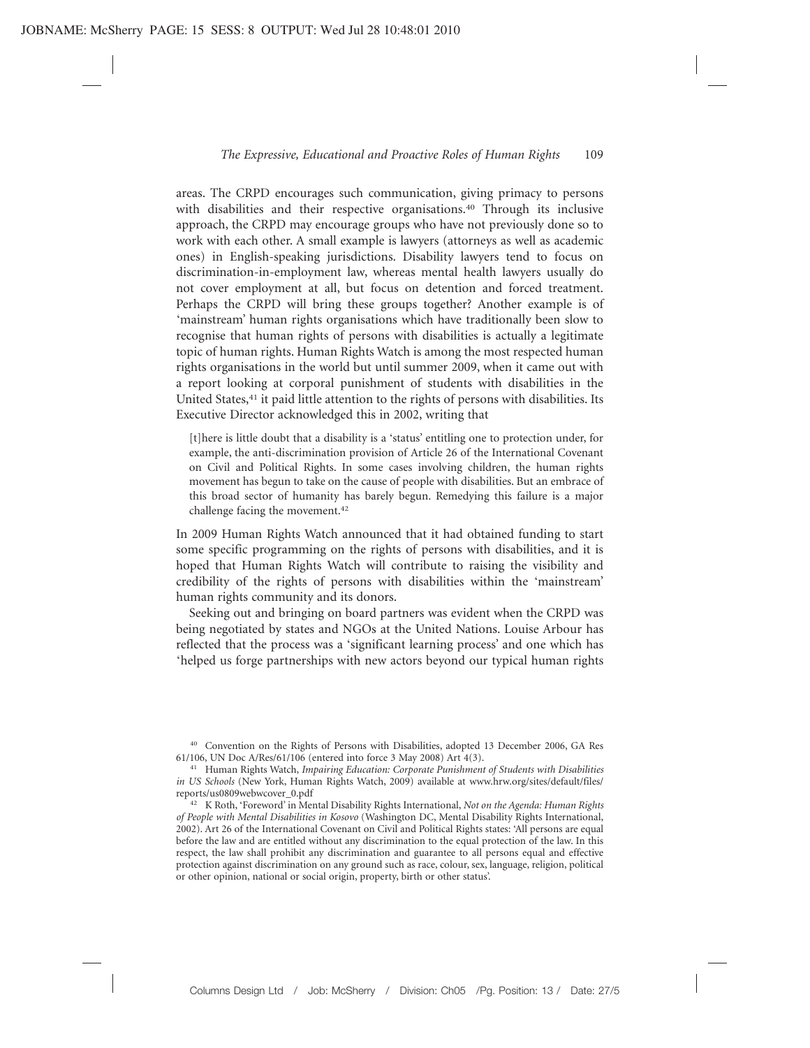areas. The CRPD encourages such communication, giving primacy to persons with disabilities and their respective organisations.[40] Through its inclusive approach, the CRPD may encourage groups who have not previously done so to work with each other. A small example is lawyers (attorneys as well as academic ones) in English-speaking jurisdictions. Disability lawyers tend to focus on discrimination-in-employment law, whereas mental health lawyers usually do not cover employment at all, but focus on detention and forced treatment. Perhaps the CRPD will bring these groups together? Another example is of 'mainstream' human rights organisations which have traditionally been slow to recognise that human rights of persons with disabilities is actually a legitimate topic of human rights. Human Rights Watch is among the most respected human rights organisations in the world but until summer 2009, when it came out with a report looking at corporal punishment of students with disabilities in the United States,[41] it paid little attention to the rights of persons with disabilities. Its Executive Director acknowledged this in 2002, writing that

> [t]here is little doubt that a disability is a 'status' entitling one to protection under, for example, the anti-discrimination provision of Article 26 of the International Covenant on Civil and Political Rights. In some cases involving children, the human rights movement has begun to take on the cause of people with disabilities. But an embrace of this broad sector of humanity has barely begun. Remedying this failure is a major challenge facing the movement.[42]

In 2009 Human Rights Watch announced that it had obtained funding to start some specific programming on the rights of persons with disabilities, and it is hoped that Human Rights Watch will contribute to raising the visibility and credibility of the rights of persons with disabilities within the 'mainstream' human rights community and its donors.

Seeking out and bringing on board partners was evident when the CRPD was being negotiated by states and NGOs at the United Nations. Louise Arbour has reflected that the process was a 'significant learning process' and one which has 'helped us forge partnerships with new actors beyond our typical human rights

---

[40] Convention on the Rights of Persons with Disabilities, adopted 13 December 2006, GA Res 61/106, UN Doc A/Res/61/106 (entered into force 3 May 2008) Art 4(3).

[41] Human Rights Watch, *Impairing Education: Corporate Punishment of Students with Disabilities in US Schools* (New York, Human Rights Watch, 2009) available at www.hrw.org/sites/default/files/reports/us0809webwcover_0.pdf

[42] K Roth, 'Foreword' in Mental Disability Rights International, *Not on the Agenda: Human Rights of People with Mental Disabilities in Kosovo* (Washington DC, Mental Disability Rights International, 2002). Art 26 of the International Covenant on Civil and Political Rights states: 'All persons are equal before the law and are entitled without any discrimination to the equal protection of the law. In this respect, the law shall prohibit any discrimination and guarantee to all persons equal and effective protection against discrimination on any ground such as race, colour, sex, language, religion, political or other opinion, national or social origin, property, birth or other status'.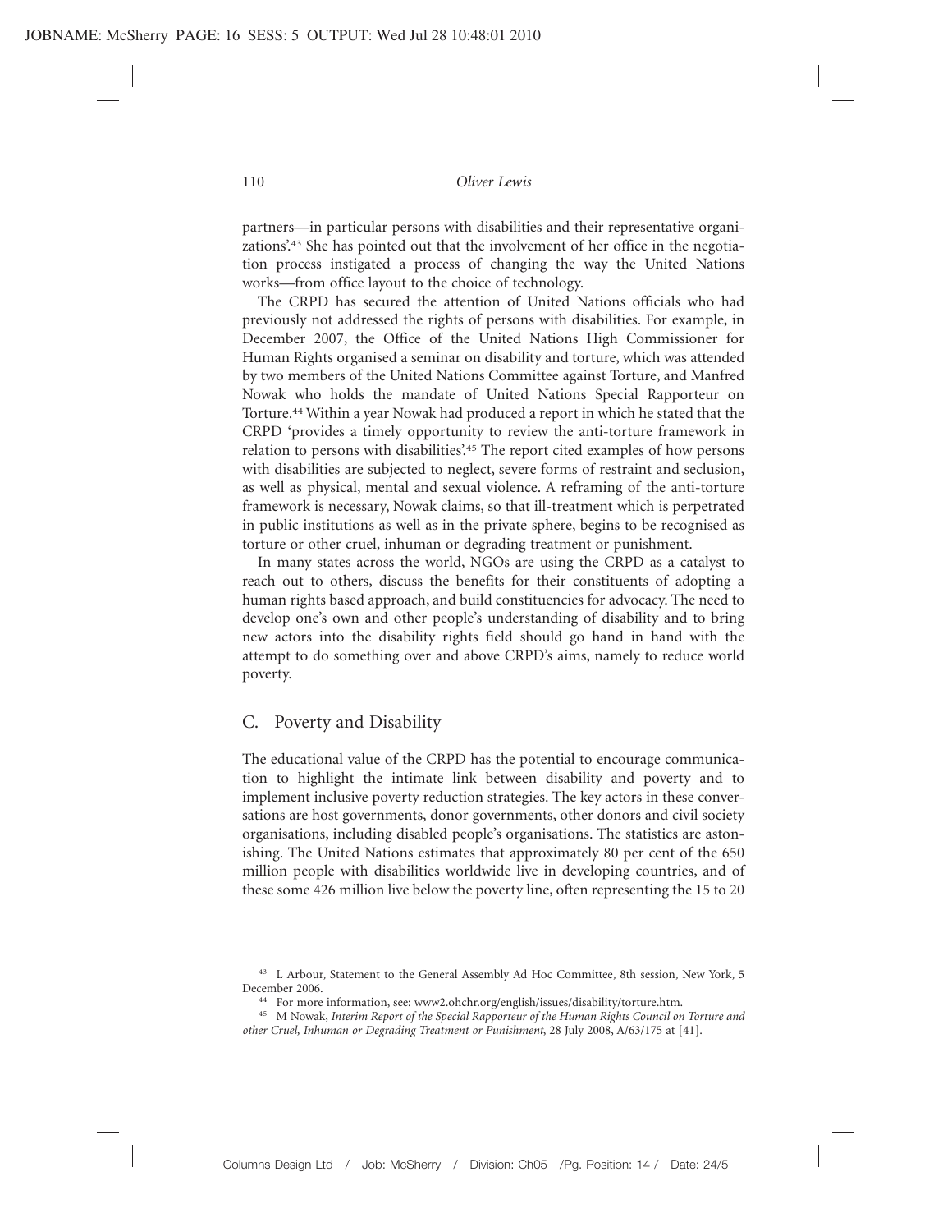partners—in particular persons with disabilities and their representative organizations'.[43] She has pointed out that the involvement of her office in the negotiation process instigated a process of changing the way the United Nations works—from office layout to the choice of technology.

The CRPD has secured the attention of United Nations officials who had previously not addressed the rights of persons with disabilities. For example, in December 2007, the Office of the United Nations High Commissioner for Human Rights organised a seminar on disability and torture, which was attended by two members of the United Nations Committee against Torture, and Manfred Nowak who holds the mandate of United Nations Special Rapporteur on Torture.[44] Within a year Nowak had produced a report in which he stated that the CRPD 'provides a timely opportunity to review the anti-torture framework in relation to persons with disabilities'.[45] The report cited examples of how persons with disabilities are subjected to neglect, severe forms of restraint and seclusion, as well as physical, mental and sexual violence. A reframing of the anti-torture framework is necessary, Nowak claims, so that ill-treatment which is perpetrated in public institutions as well as in the private sphere, begins to be recognised as torture or other cruel, inhuman or degrading treatment or punishment.

In many states across the world, NGOs are using the CRPD as a catalyst to reach out to others, discuss the benefits for their constituents of adopting a human rights based approach, and build constituencies for advocacy. The need to develop one's own and other people's understanding of disability and to bring new actors into the disability rights field should go hand in hand with the attempt to do something over and above CRPD's aims, namely to reduce world poverty.

## C. Poverty and Disability

The educational value of the CRPD has the potential to encourage communication to highlight the intimate link between disability and poverty and to implement inclusive poverty reduction strategies. The key actors in these conversations are host governments, donor governments, other donors and civil society organisations, including disabled people's organisations. The statistics are astonishing. The United Nations estimates that approximately 80 per cent of the 650 million people with disabilities worldwide live in developing countries, and of these some 426 million live below the poverty line, often representing the 15 to 20

---

[43] L Arbour, Statement to the General Assembly Ad Hoc Committee, 8th session, New York, 5 December 2006.

[44] For more information, see: www2.ohchr.org/english/issues/disability/torture.htm.

[45] M Nowak, *Interim Report of the Special Rapporteur of the Human Rights Council on Torture and other Cruel, Inhuman or Degrading Treatment or Punishment*, 28 July 2008, A/63/175 at [41].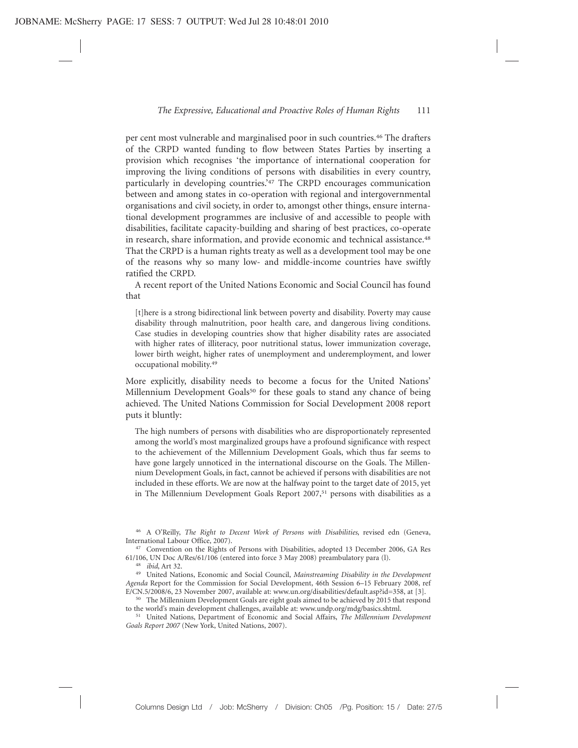per cent most vulnerable and marginalised poor in such countries.[46] The drafters of the CRPD wanted funding to flow between States Parties by inserting a provision which recognises 'the importance of international cooperation for improving the living conditions of persons with disabilities in every country, particularly in developing countries.'[47] The CRPD encourages communication between and among states in co-operation with regional and intergovernmental organisations and civil society, in order to, amongst other things, ensure international development programmes are inclusive of and accessible to people with disabilities, facilitate capacity-building and sharing of best practices, co-operate in research, share information, and provide economic and technical assistance.[48] That the CRPD is a human rights treaty as well as a development tool may be one of the reasons why so many low- and middle-income countries have swiftly ratified the CRPD.

A recent report of the United Nations Economic and Social Council has found that

> [t]here is a strong bidirectional link between poverty and disability. Poverty may cause disability through malnutrition, poor health care, and dangerous living conditions. Case studies in developing countries show that higher disability rates are associated with higher rates of illiteracy, poor nutritional status, lower immunization coverage, lower birth weight, higher rates of unemployment and underemployment, and lower occupational mobility.[49]

More explicitly, disability needs to become a focus for the United Nations' Millennium Development Goals[50] for these goals to stand any chance of being achieved. The United Nations Commission for Social Development 2008 report puts it bluntly:

> The high numbers of persons with disabilities who are disproportionately represented among the world's most marginalized groups have a profound significance with respect to the achievement of the Millennium Development Goals, which thus far seems to have gone largely unnoticed in the international discourse on the Goals. The Millennium Development Goals, in fact, cannot be achieved if persons with disabilities are not included in these efforts. We are now at the halfway point to the target date of 2015, yet in The Millennium Development Goals Report 2007,[51] persons with disabilities as a

---

[46] A O'Reilly, *The Right to Decent Work of Persons with Disabilities*, revised edn (Geneva, International Labour Office, 2007).

[47] Convention on the Rights of Persons with Disabilities, adopted 13 December 2006, GA Res 61/106, UN Doc A/Res/61/106 (entered into force 3 May 2008) preambulatory para (l).

[48] *ibid*, Art 32.

[49] United Nations, Economic and Social Council, *Mainstreaming Disability in the Development Agenda* Report for the Commission for Social Development, 46th Session 6–15 February 2008, ref E/CN.5/2008/6, 23 November 2007, available at: www.un.org/disabilities/default.asp?id=358, at [3].

[50] The Millennium Development Goals are eight goals aimed to be achieved by 2015 that respond to the world's main development challenges, available at: www.undp.org/mdg/basics.shtml.

[51] United Nations, Department of Economic and Social Affairs, *The Millennium Development Goals Report 2007* (New York, United Nations, 2007).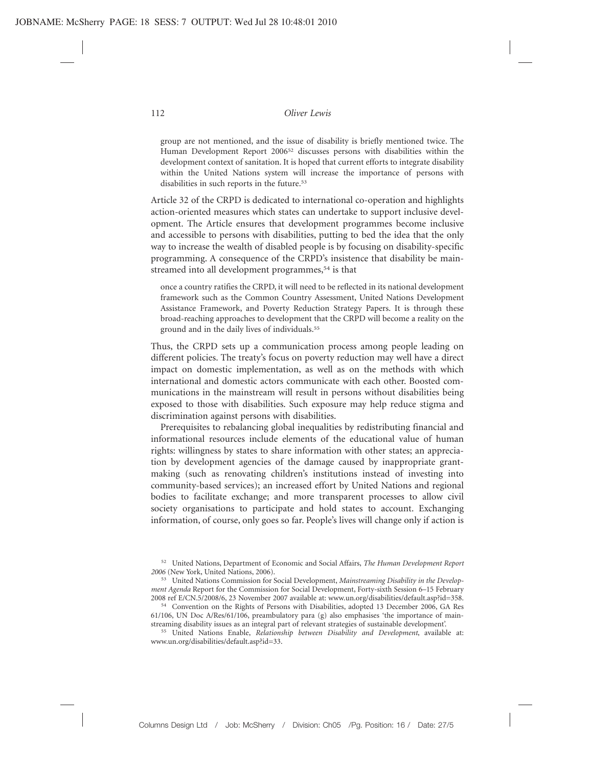> group are not mentioned, and the issue of disability is briefly mentioned twice. The Human Development Report 2006[52] discusses persons with disabilities within the development context of sanitation. It is hoped that current efforts to integrate disability within the United Nations system will increase the importance of persons with disabilities in such reports in the future.[53]

Article 32 of the CRPD is dedicated to international co-operation and highlights action-oriented measures which states can undertake to support inclusive development. The Article ensures that development programmes become inclusive and accessible to persons with disabilities, putting to bed the idea that the only way to increase the wealth of disabled people is by focusing on disability-specific programming. A consequence of the CRPD's insistence that disability be mainstreamed into all development programmes,[54] is that

> once a country ratifies the CRPD, it will need to be reflected in its national development framework such as the Common Country Assessment, United Nations Development Assistance Framework, and Poverty Reduction Strategy Papers. It is through these broad-reaching approaches to development that the CRPD will become a reality on the ground and in the daily lives of individuals.[55]

Thus, the CRPD sets up a communication process among people leading on different policies. The treaty's focus on poverty reduction may well have a direct impact on domestic implementation, as well as on the methods with which international and domestic actors communicate with each other. Boosted communications in the mainstream will result in persons without disabilities being exposed to those with disabilities. Such exposure may help reduce stigma and discrimination against persons with disabilities.

Prerequisites to rebalancing global inequalities by redistributing financial and informational resources include elements of the educational value of human rights: willingness by states to share information with other states; an appreciation by development agencies of the damage caused by inappropriate grant-making (such as renovating children's institutions instead of investing into community-based services); an increased effort by United Nations and regional bodies to facilitate exchange; and more transparent processes to allow civil society organisations to participate and hold states to account. Exchanging information, of course, only goes so far. People's lives will change only if action is

---

[52] United Nations, Department of Economic and Social Affairs, *The Human Development Report 2006* (New York, United Nations, 2006).

[53] United Nations Commission for Social Development, *Mainstreaming Disability in the Development Agenda* Report for the Commission for Social Development, Forty-sixth Session 6–15 February 2008 ref E/CN.5/2008/6, 23 November 2007 available at: www.un.org/disabilities/default.asp?id=358.

[54] Convention on the Rights of Persons with Disabilities, adopted 13 December 2006, GA Res 61/106, UN Doc A/Res/61/106, preambulatory para (g) also emphasises 'the importance of mainstreaming disability issues as an integral part of relevant strategies of sustainable development'.

[55] United Nations Enable, *Relationship between Disability and Development*, available at: www.un.org/disabilities/default.asp?id=33.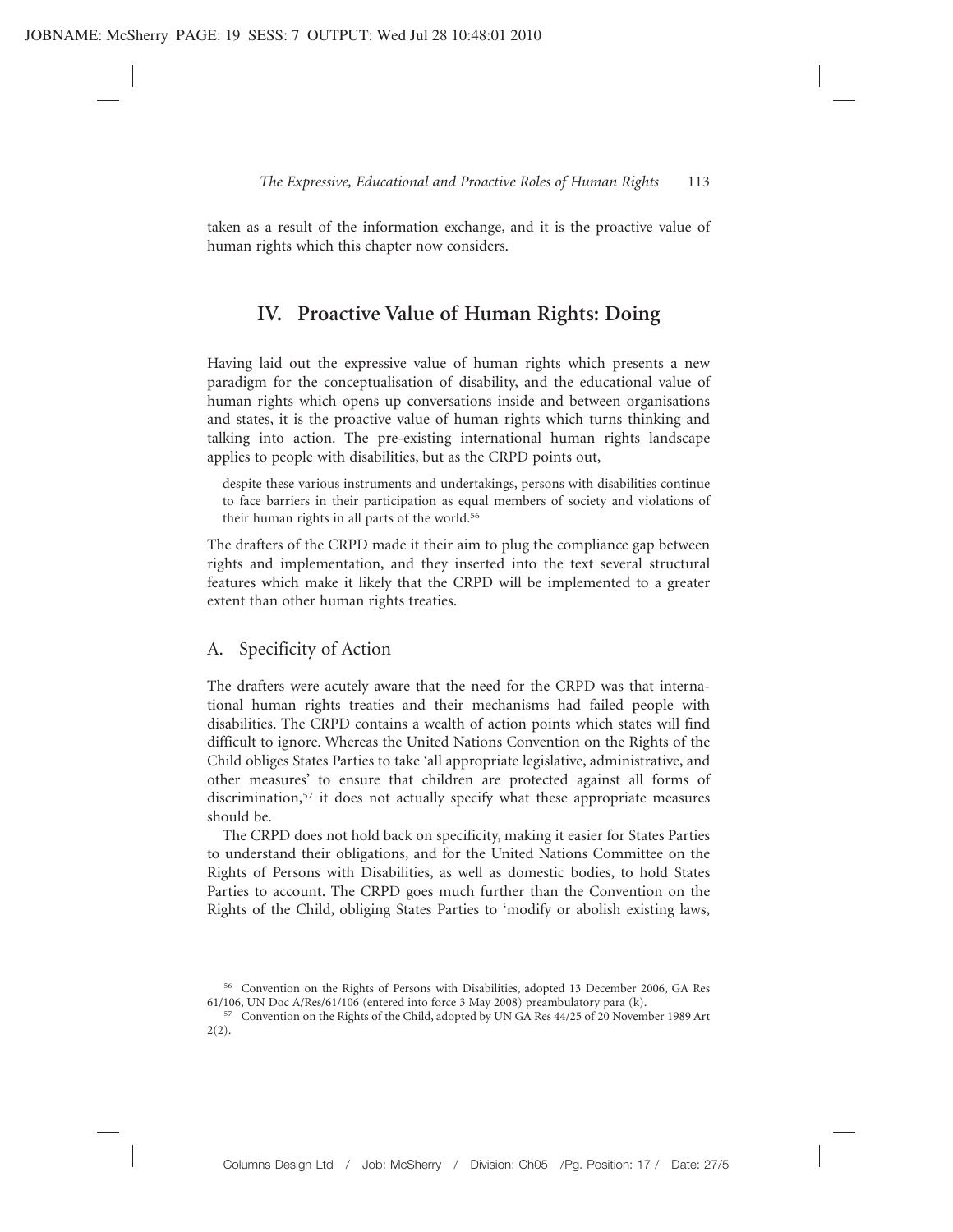taken as a result of the information exchange, and it is the proactive value of human rights which this chapter now considers.

## IV. Proactive Value of Human Rights: Doing

Having laid out the expressive value of human rights which presents a new paradigm for the conceptualisation of disability, and the educational value of human rights which opens up conversations inside and between organisations and states, it is the proactive value of human rights which turns thinking and talking into action. The pre-existing international human rights landscape applies to people with disabilities, but as the CRPD points out,

> despite these various instruments and undertakings, persons with disabilities continue to face barriers in their participation as equal members of society and violations of their human rights in all parts of the world.[56]

The drafters of the CRPD made it their aim to plug the compliance gap between rights and implementation, and they inserted into the text several structural features which make it likely that the CRPD will be implemented to a greater extent than other human rights treaties.

### A. Specificity of Action

The drafters were acutely aware that the need for the CRPD was that international human rights treaties and their mechanisms had failed people with disabilities. The CRPD contains a wealth of action points which states will find difficult to ignore. Whereas the United Nations Convention on the Rights of the Child obliges States Parties to take 'all appropriate legislative, administrative, and other measures' to ensure that children are protected against all forms of discrimination,[57] it does not actually specify what these appropriate measures should be.

The CRPD does not hold back on specificity, making it easier for States Parties to understand their obligations, and for the United Nations Committee on the Rights of Persons with Disabilities, as well as domestic bodies, to hold States Parties to account. The CRPD goes much further than the Convention on the Rights of the Child, obliging States Parties to 'modify or abolish existing laws,

[56] Convention on the Rights of Persons with Disabilities, adopted 13 December 2006, GA Res 61/106, UN Doc A/Res/61/106 (entered into force 3 May 2008) preambulatory para (k).

[57] Convention on the Rights of the Child, adopted by UN GA Res 44/25 of 20 November 1989 Art 2(2).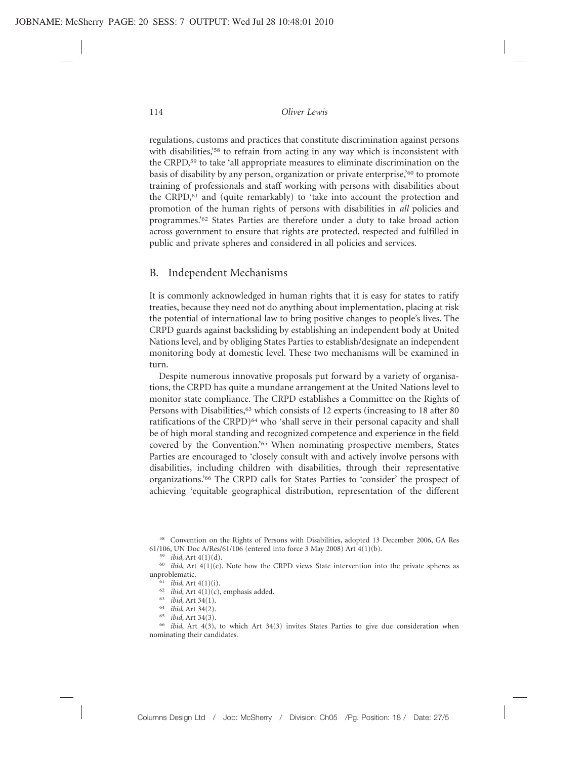regulations, customs and practices that constitute discrimination against persons with disabilities,'[58] to refrain from acting in any way which is inconsistent with the CRPD,[59] to take 'all appropriate measures to eliminate discrimination on the basis of disability by any person, organization or private enterprise,'[60] to promote training of professionals and staff working with persons with disabilities about the CRPD,[61] and (quite remarkably) to 'take into account the protection and promotion of the human rights of persons with disabilities in *all* policies and programmes.'[62] States Parties are therefore under a duty to take broad action across government to ensure that rights are protected, respected and fulfilled in public and private spheres and considered in all policies and services.

## B. Independent Mechanisms

It is commonly acknowledged in human rights that it is easy for states to ratify treaties, because they need not do anything about implementation, placing at risk the potential of international law to bring positive changes to people's lives. The CRPD guards against backsliding by establishing an independent body at United Nations level, and by obliging States Parties to establish/designate an independent monitoring body at domestic level. These two mechanisms will be examined in turn.

Despite numerous innovative proposals put forward by a variety of organisations, the CRPD has quite a mundane arrangement at the United Nations level to monitor state compliance. The CRPD establishes a Committee on the Rights of Persons with Disabilities,[63] which consists of 12 experts (increasing to 18 after 80 ratifications of the CRPD)[64] who 'shall serve in their personal capacity and shall be of high moral standing and recognized competence and experience in the field covered by the Convention.'[65] When nominating prospective members, States Parties are encouraged to 'closely consult with and actively involve persons with disabilities, including children with disabilities, through their representative organizations.'[66] The CRPD calls for States Parties to 'consider' the prospect of achieving 'equitable geographical distribution, representation of the different

[58] Convention on the Rights of Persons with Disabilities, adopted 13 December 2006, GA Res 61/106, UN Doc A/Res/61/106 (entered into force 3 May 2008) Art 4(1)(b).

[59] *ibid*, Art 4(1)(d).

[60] *ibid*, Art 4(1)(e). Note how the CRPD views State intervention into the private spheres as unproblematic.

[61] *ibid*, Art 4(1)(i).

[62] *ibid*, Art 4(1)(c), emphasis added.

[63] *ibid*, Art 34(1).

[64] *ibid*, Art 34(2).

[65] *ibid*, Art 34(3).

[66] *ibid*, Art 4(3), to which Art 34(3) invites States Parties to give due consideration when nominating their candidates.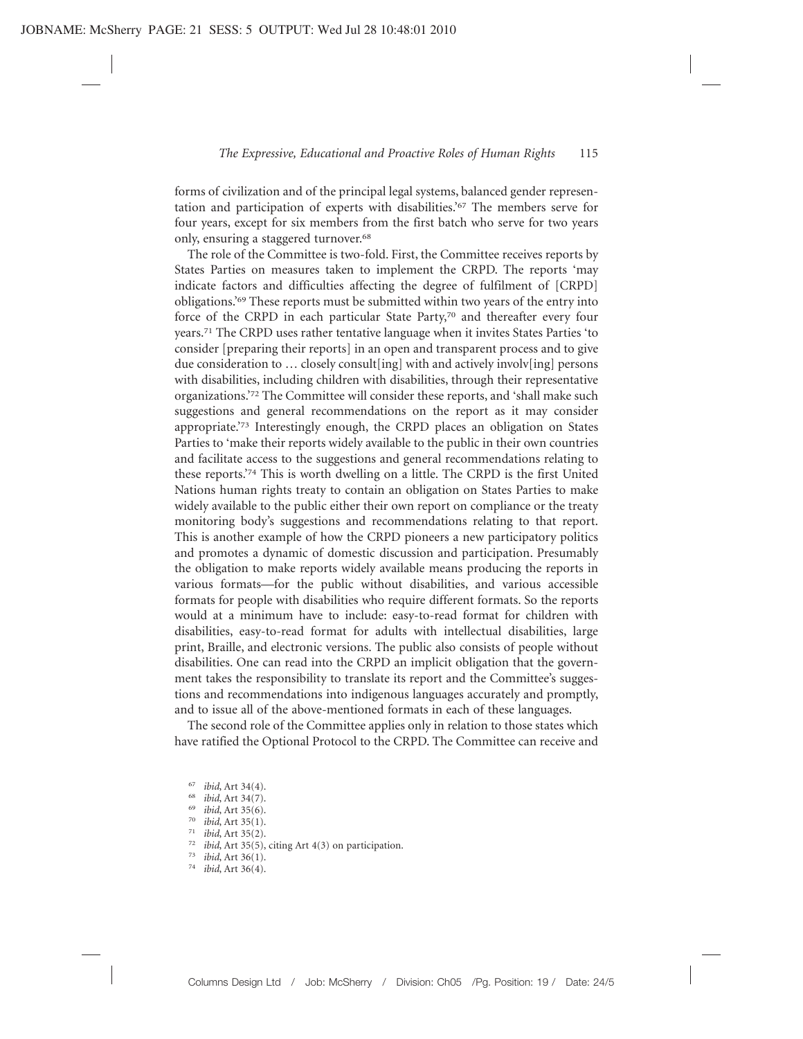forms of civilization and of the principal legal systems, balanced gender representation and participation of experts with disabilities.'[67] The members serve for four years, except for six members from the first batch who serve for two years only, ensuring a staggered turnover.[68]

The role of the Committee is two-fold. First, the Committee receives reports by States Parties on measures taken to implement the CRPD. The reports 'may indicate factors and difficulties affecting the degree of fulfilment of [CRPD] obligations.'[69] These reports must be submitted within two years of the entry into force of the CRPD in each particular State Party,[70] and thereafter every four years.[71] The CRPD uses rather tentative language when it invites States Parties 'to consider [preparing their reports] in an open and transparent process and to give due consideration to … closely consult[ing] with and actively involv[ing] persons with disabilities, including children with disabilities, through their representative organizations.'[72] The Committee will consider these reports, and 'shall make such suggestions and general recommendations on the report as it may consider appropriate.'[73] Interestingly enough, the CRPD places an obligation on States Parties to 'make their reports widely available to the public in their own countries and facilitate access to the suggestions and general recommendations relating to these reports.'[74] This is worth dwelling on a little. The CRPD is the first United Nations human rights treaty to contain an obligation on States Parties to make widely available to the public either their own report on compliance or the treaty monitoring body's suggestions and recommendations relating to that report. This is another example of how the CRPD pioneers a new participatory politics and promotes a dynamic of domestic discussion and participation. Presumably the obligation to make reports widely available means producing the reports in various formats—for the public without disabilities, and various accessible formats for people with disabilities who require different formats. So the reports would at a minimum have to include: easy-to-read format for children with disabilities, easy-to-read format for adults with intellectual disabilities, large print, Braille, and electronic versions. The public also consists of people without disabilities. One can read into the CRPD an implicit obligation that the government takes the responsibility to translate its report and the Committee's suggestions and recommendations into indigenous languages accurately and promptly, and to issue all of the above-mentioned formats in each of these languages.

The second role of the Committee applies only in relation to those states which have ratified the Optional Protocol to the CRPD. The Committee can receive and

[67] *ibid*, Art 34(4).
[68] *ibid*, Art 34(7).
[69] *ibid*, Art 35(6).
[70] *ibid*, Art 35(1).
[71] *ibid*, Art 35(2).
[72] *ibid*, Art 35(5), citing Art 4(3) on participation.
[73] *ibid*, Art 36(1).
[74] *ibid*, Art 36(4).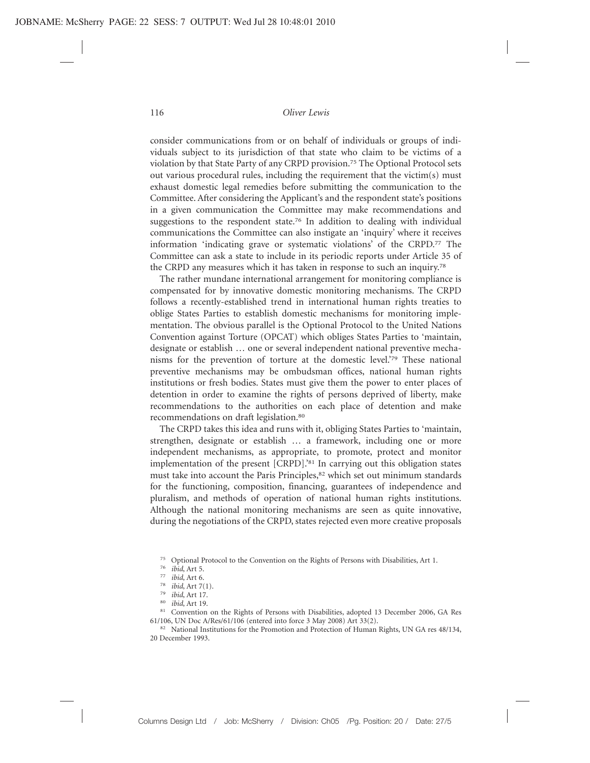consider communications from or on behalf of individuals or groups of individuals subject to its jurisdiction of that state who claim to be victims of a violation by that State Party of any CRPD provision.[75] The Optional Protocol sets out various procedural rules, including the requirement that the victim(s) must exhaust domestic legal remedies before submitting the communication to the Committee. After considering the Applicant's and the respondent state's positions in a given communication the Committee may make recommendations and suggestions to the respondent state.[76] In addition to dealing with individual communications the Committee can also instigate an 'inquiry' where it receives information 'indicating grave or systematic violations' of the CRPD.[77] The Committee can ask a state to include in its periodic reports under Article 35 of the CRPD any measures which it has taken in response to such an inquiry.[78]

The rather mundane international arrangement for monitoring compliance is compensated for by innovative domestic monitoring mechanisms. The CRPD follows a recently-established trend in international human rights treaties to oblige States Parties to establish domestic mechanisms for monitoring implementation. The obvious parallel is the Optional Protocol to the United Nations Convention against Torture (OPCAT) which obliges States Parties to 'maintain, designate or establish … one or several independent national preventive mechanisms for the prevention of torture at the domestic level.'[79] These national preventive mechanisms may be ombudsman offices, national human rights institutions or fresh bodies. States must give them the power to enter places of detention in order to examine the rights of persons deprived of liberty, make recommendations to the authorities on each place of detention and make recommendations on draft legislation.[80]

The CRPD takes this idea and runs with it, obliging States Parties to 'maintain, strengthen, designate or establish … a framework, including one or more independent mechanisms, as appropriate, to promote, protect and monitor implementation of the present [CRPD].'[81] In carrying out this obligation states must take into account the Paris Principles,[82] which set out minimum standards for the functioning, composition, financing, guarantees of independence and pluralism, and methods of operation of national human rights institutions. Although the national monitoring mechanisms are seen as quite innovative, during the negotiations of the CRPD, states rejected even more creative proposals

[75] Optional Protocol to the Convention on the Rights of Persons with Disabilities, Art 1.

[76] *ibid*, Art 5.

[77] *ibid*, Art 6.

[78] *ibid*, Art 7(1).

[79] *ibid*, Art 17.

[80] *ibid*, Art 19.

[81] Convention on the Rights of Persons with Disabilities, adopted 13 December 2006, GA Res 61/106, UN Doc A/Res/61/106 (entered into force 3 May 2008) Art 33(2).

[82] National Institutions for the Promotion and Protection of Human Rights, UN GA res 48/134, 20 December 1993.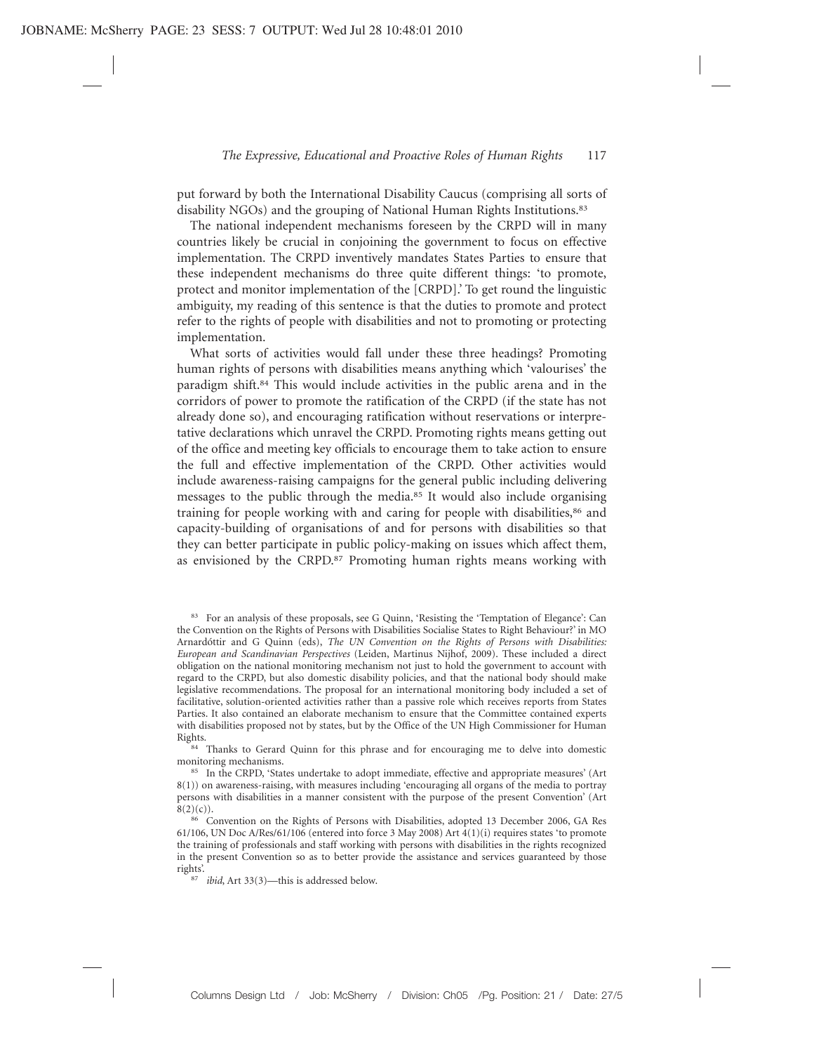put forward by both the International Disability Caucus (comprising all sorts of disability NGOs) and the grouping of National Human Rights Institutions.[83]

The national independent mechanisms foreseen by the CRPD will in many countries likely be crucial in conjoining the government to focus on effective implementation. The CRPD inventively mandates States Parties to ensure that these independent mechanisms do three quite different things: 'to promote, protect and monitor implementation of the [CRPD].' To get round the linguistic ambiguity, my reading of this sentence is that the duties to promote and protect refer to the rights of people with disabilities and not to promoting or protecting implementation.

What sorts of activities would fall under these three headings? Promoting human rights of persons with disabilities means anything which 'valourises' the paradigm shift.[84] This would include activities in the public arena and in the corridors of power to promote the ratification of the CRPD (if the state has not already done so), and encouraging ratification without reservations or interpretative declarations which unravel the CRPD. Promoting rights means getting out of the office and meeting key officials to encourage them to take action to ensure the full and effective implementation of the CRPD. Other activities would include awareness-raising campaigns for the general public including delivering messages to the public through the media.[85] It would also include organising training for people working with and caring for people with disabilities,[86] and capacity-building of organisations of and for persons with disabilities so that they can better participate in public policy-making on issues which affect them, as envisioned by the CRPD.[87] Promoting human rights means working with

[83] For an analysis of these proposals, see G Quinn, 'Resisting the 'Temptation of Elegance': Can the Convention on the Rights of Persons with Disabilities Socialise States to Right Behaviour?' in MO Arnardóttir and G Quinn (eds), *The UN Convention on the Rights of Persons with Disabilities: European and Scandinavian Perspectives* (Leiden, Martinus Nijhof, 2009). These included a direct obligation on the national monitoring mechanism not just to hold the government to account with regard to the CRPD, but also domestic disability policies, and that the national body should make legislative recommendations. The proposal for an international monitoring body included a set of facilitative, solution-oriented activities rather than a passive role which receives reports from States Parties. It also contained an elaborate mechanism to ensure that the Committee contained experts with disabilities proposed not by states, but by the Office of the UN High Commissioner for Human Rights.

[84] Thanks to Gerard Quinn for this phrase and for encouraging me to delve into domestic monitoring mechanisms.

[85] In the CRPD, 'States undertake to adopt immediate, effective and appropriate measures' (Art 8(1)) on awareness-raising, with measures including 'encouraging all organs of the media to portray persons with disabilities in a manner consistent with the purpose of the present Convention' (Art 8(2)(c)).

[86] Convention on the Rights of Persons with Disabilities, adopted 13 December 2006, GA Res 61/106, UN Doc A/Res/61/106 (entered into force 3 May 2008) Art 4(1)(i) requires states 'to promote the training of professionals and staff working with persons with disabilities in the rights recognized in the present Convention so as to better provide the assistance and services guaranteed by those rights'.

[87] *ibid*, Art 33(3)—this is addressed below.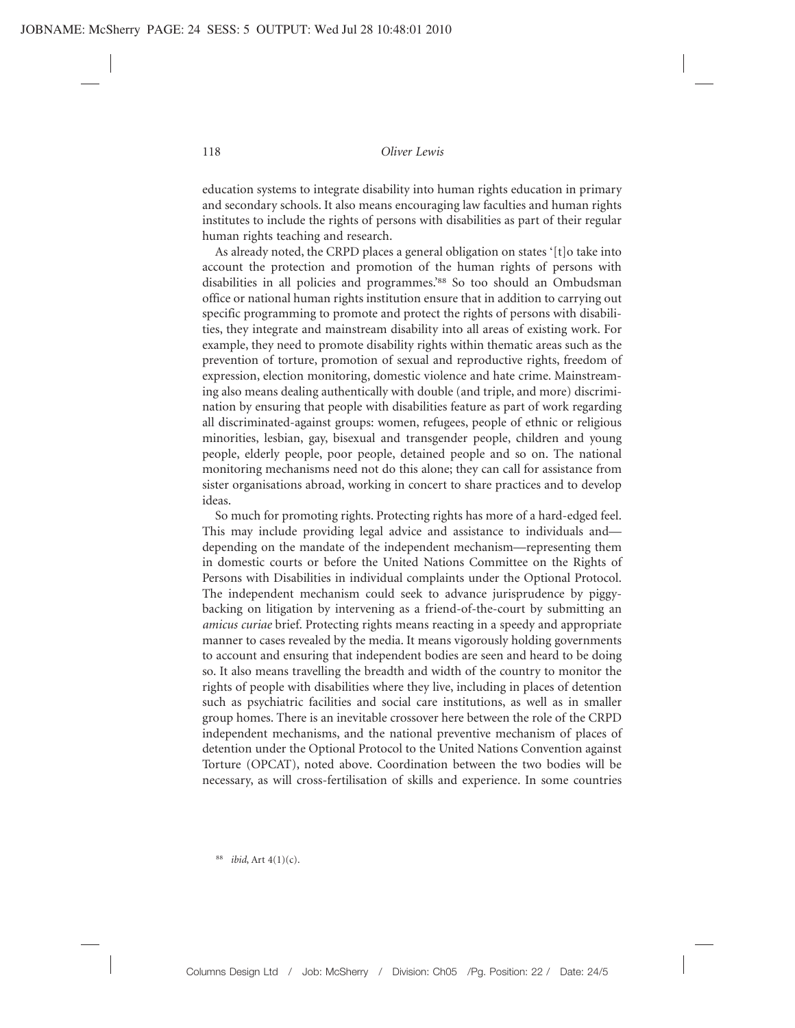education systems to integrate disability into human rights education in primary and secondary schools. It also means encouraging law faculties and human rights institutes to include the rights of persons with disabilities as part of their regular human rights teaching and research.

As already noted, the CRPD places a general obligation on states '[t]o take into account the protection and promotion of the human rights of persons with disabilities in all policies and programmes.'[88] So too should an Ombudsman office or national human rights institution ensure that in addition to carrying out specific programming to promote and protect the rights of persons with disabilities, they integrate and mainstream disability into all areas of existing work. For example, they need to promote disability rights within thematic areas such as the prevention of torture, promotion of sexual and reproductive rights, freedom of expression, election monitoring, domestic violence and hate crime. Mainstreaming also means dealing authentically with double (and triple, and more) discrimination by ensuring that people with disabilities feature as part of work regarding all discriminated-against groups: women, refugees, people of ethnic or religious minorities, lesbian, gay, bisexual and transgender people, children and young people, elderly people, poor people, detained people and so on. The national monitoring mechanisms need not do this alone; they can call for assistance from sister organisations abroad, working in concert to share practices and to develop ideas.

So much for promoting rights. Protecting rights has more of a hard-edged feel. This may include providing legal advice and assistance to individuals and—depending on the mandate of the independent mechanism—representing them in domestic courts or before the United Nations Committee on the Rights of Persons with Disabilities in individual complaints under the Optional Protocol. The independent mechanism could seek to advance jurisprudence by piggybacking on litigation by intervening as a friend-of-the-court by submitting an *amicus curiae* brief. Protecting rights means reacting in a speedy and appropriate manner to cases revealed by the media. It means vigorously holding governments to account and ensuring that independent bodies are seen and heard to be doing so. It also means travelling the breadth and width of the country to monitor the rights of people with disabilities where they live, including in places of detention such as psychiatric facilities and social care institutions, as well as in smaller group homes. There is an inevitable crossover here between the role of the CRPD independent mechanisms, and the national preventive mechanism of places of detention under the Optional Protocol to the United Nations Convention against Torture (OPCAT), noted above. Coordination between the two bodies will be necessary, as will cross-fertilisation of skills and experience. In some countries

[88] *ibid*, Art 4(1)(c).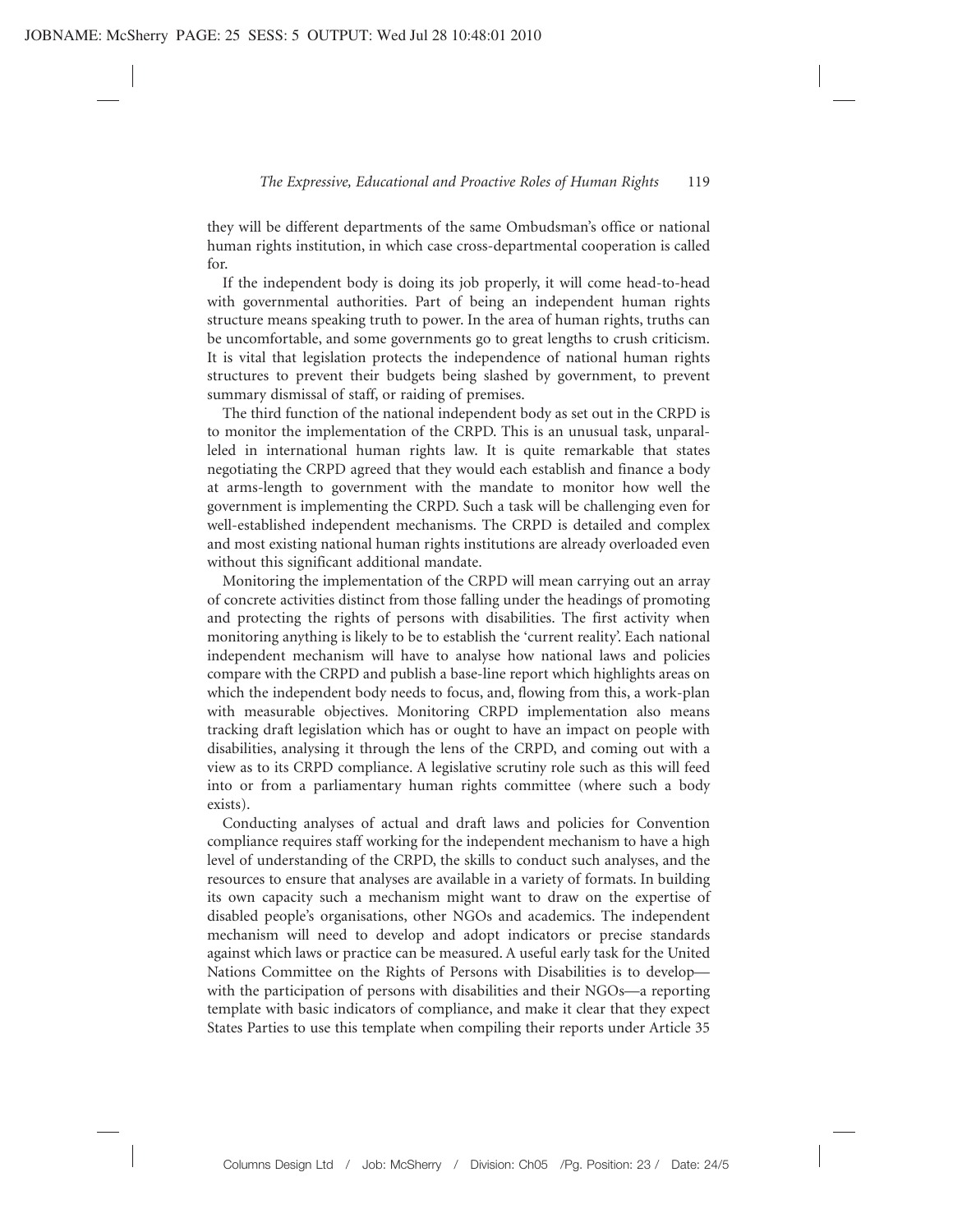they will be different departments of the same Ombudsman's office or national human rights institution, in which case cross-departmental cooperation is called for.

If the independent body is doing its job properly, it will come head-to-head with governmental authorities. Part of being an independent human rights structure means speaking truth to power. In the area of human rights, truths can be uncomfortable, and some governments go to great lengths to crush criticism. It is vital that legislation protects the independence of national human rights structures to prevent their budgets being slashed by government, to prevent summary dismissal of staff, or raiding of premises.

The third function of the national independent body as set out in the CRPD is to monitor the implementation of the CRPD. This is an unusual task, unparalleled in international human rights law. It is quite remarkable that states negotiating the CRPD agreed that they would each establish and finance a body at arms-length to government with the mandate to monitor how well the government is implementing the CRPD. Such a task will be challenging even for well-established independent mechanisms. The CRPD is detailed and complex and most existing national human rights institutions are already overloaded even without this significant additional mandate.

Monitoring the implementation of the CRPD will mean carrying out an array of concrete activities distinct from those falling under the headings of promoting and protecting the rights of persons with disabilities. The first activity when monitoring anything is likely to be to establish the 'current reality'. Each national independent mechanism will have to analyse how national laws and policies compare with the CRPD and publish a base-line report which highlights areas on which the independent body needs to focus, and, flowing from this, a work-plan with measurable objectives. Monitoring CRPD implementation also means tracking draft legislation which has or ought to have an impact on people with disabilities, analysing it through the lens of the CRPD, and coming out with a view as to its CRPD compliance. A legislative scrutiny role such as this will feed into or from a parliamentary human rights committee (where such a body exists).

Conducting analyses of actual and draft laws and policies for Convention compliance requires staff working for the independent mechanism to have a high level of understanding of the CRPD, the skills to conduct such analyses, and the resources to ensure that analyses are available in a variety of formats. In building its own capacity such a mechanism might want to draw on the expertise of disabled people's organisations, other NGOs and academics. The independent mechanism will need to develop and adopt indicators or precise standards against which laws or practice can be measured. A useful early task for the United Nations Committee on the Rights of Persons with Disabilities is to develop—with the participation of persons with disabilities and their NGOs—a reporting template with basic indicators of compliance, and make it clear that they expect States Parties to use this template when compiling their reports under Article 35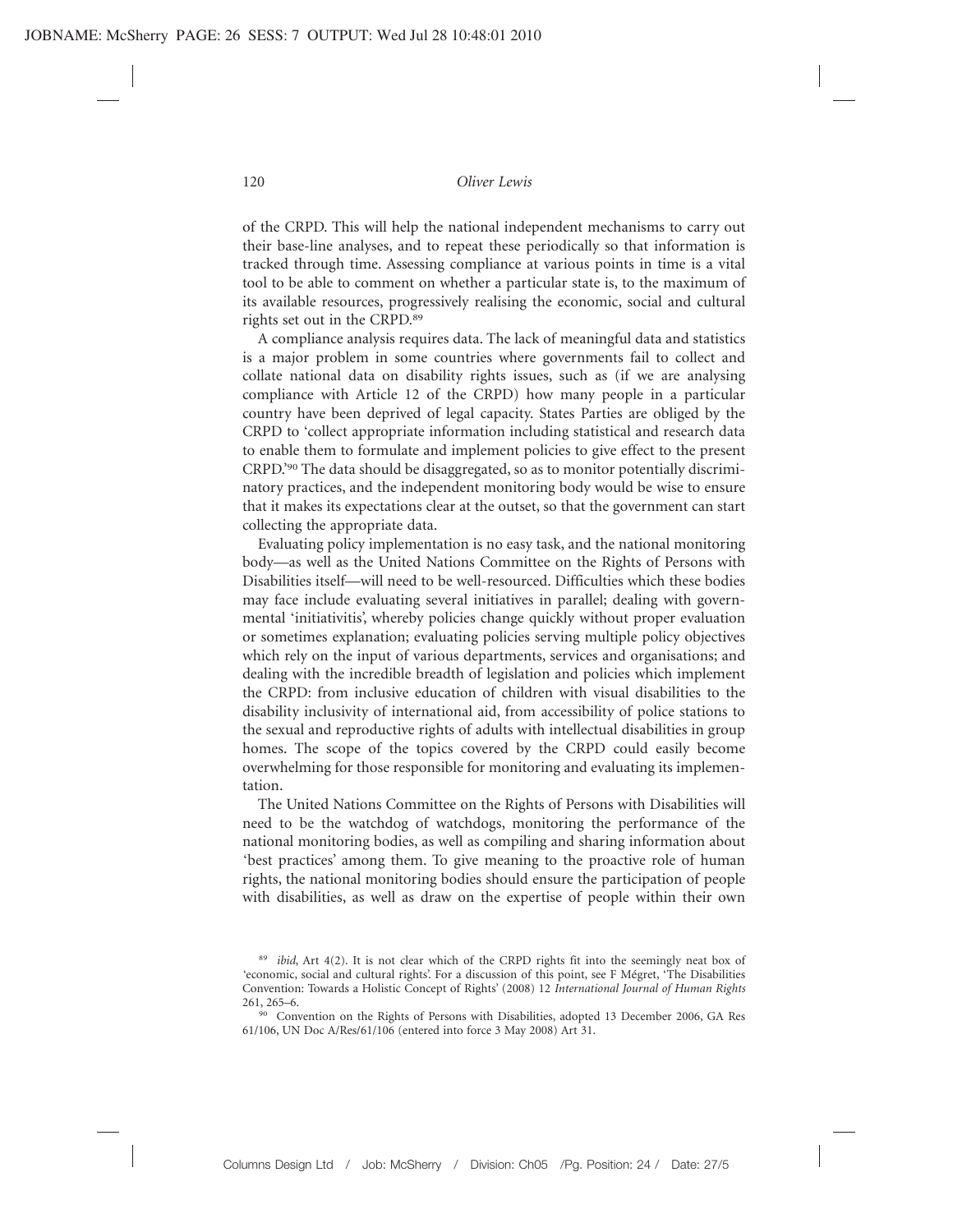of the CRPD. This will help the national independent mechanisms to carry out their base-line analyses, and to repeat these periodically so that information is tracked through time. Assessing compliance at various points in time is a vital tool to be able to comment on whether a particular state is, to the maximum of its available resources, progressively realising the economic, social and cultural rights set out in the CRPD.[89]

A compliance analysis requires data. The lack of meaningful data and statistics is a major problem in some countries where governments fail to collect and collate national data on disability rights issues, such as (if we are analysing compliance with Article 12 of the CRPD) how many people in a particular country have been deprived of legal capacity. States Parties are obliged by the CRPD to 'collect appropriate information including statistical and research data to enable them to formulate and implement policies to give effect to the present CRPD.'[90] The data should be disaggregated, so as to monitor potentially discriminatory practices, and the independent monitoring body would be wise to ensure that it makes its expectations clear at the outset, so that the government can start collecting the appropriate data.

Evaluating policy implementation is no easy task, and the national monitoring body—as well as the United Nations Committee on the Rights of Persons with Disabilities itself—will need to be well-resourced. Difficulties which these bodies may face include evaluating several initiatives in parallel; dealing with governmental 'initiativitis', whereby policies change quickly without proper evaluation or sometimes explanation; evaluating policies serving multiple policy objectives which rely on the input of various departments, services and organisations; and dealing with the incredible breadth of legislation and policies which implement the CRPD: from inclusive education of children with visual disabilities to the disability inclusivity of international aid, from accessibility of police stations to the sexual and reproductive rights of adults with intellectual disabilities in group homes. The scope of the topics covered by the CRPD could easily become overwhelming for those responsible for monitoring and evaluating its implementation.

The United Nations Committee on the Rights of Persons with Disabilities will need to be the watchdog of watchdogs, monitoring the performance of the national monitoring bodies, as well as compiling and sharing information about 'best practices' among them. To give meaning to the proactive role of human rights, the national monitoring bodies should ensure the participation of people with disabilities, as well as draw on the expertise of people within their own

[89] *ibid*, Art 4(2). It is not clear which of the CRPD rights fit into the seemingly neat box of 'economic, social and cultural rights'. For a discussion of this point, see F Mégret, 'The Disabilities Convention: Towards a Holistic Concept of Rights' (2008) 12 *International Journal of Human Rights* 261, 265–6.

[90] Convention on the Rights of Persons with Disabilities, adopted 13 December 2006, GA Res 61/106, UN Doc A/Res/61/106 (entered into force 3 May 2008) Art 31.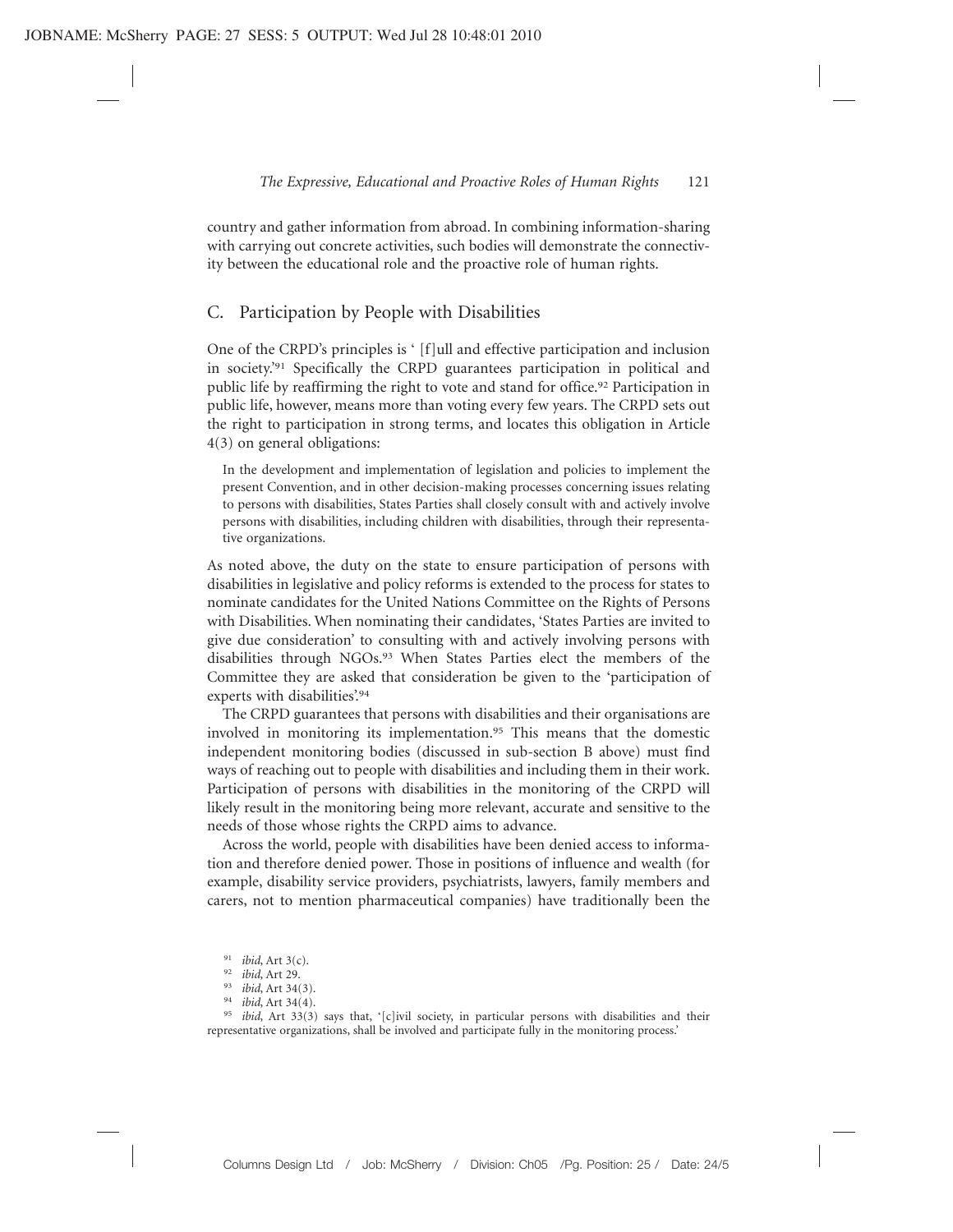country and gather information from abroad. In combining information-sharing with carrying out concrete activities, such bodies will demonstrate the connectivity between the educational role and the proactive role of human rights.

## C. Participation by People with Disabilities

One of the CRPD's principles is ' [f]ull and effective participation and inclusion in society.'[91] Specifically the CRPD guarantees participation in political and public life by reaffirming the right to vote and stand for office.[92] Participation in public life, however, means more than voting every few years. The CRPD sets out the right to participation in strong terms, and locates this obligation in Article 4(3) on general obligations:

> In the development and implementation of legislation and policies to implement the present Convention, and in other decision-making processes concerning issues relating to persons with disabilities, States Parties shall closely consult with and actively involve persons with disabilities, including children with disabilities, through their representative organizations.

As noted above, the duty on the state to ensure participation of persons with disabilities in legislative and policy reforms is extended to the process for states to nominate candidates for the United Nations Committee on the Rights of Persons with Disabilities. When nominating their candidates, 'States Parties are invited to give due consideration' to consulting with and actively involving persons with disabilities through NGOs.[93] When States Parties elect the members of the Committee they are asked that consideration be given to the 'participation of experts with disabilities'.[94]

The CRPD guarantees that persons with disabilities and their organisations are involved in monitoring its implementation.[95] This means that the domestic independent monitoring bodies (discussed in sub-section B above) must find ways of reaching out to people with disabilities and including them in their work. Participation of persons with disabilities in the monitoring of the CRPD will likely result in the monitoring being more relevant, accurate and sensitive to the needs of those whose rights the CRPD aims to advance.

Across the world, people with disabilities have been denied access to information and therefore denied power. Those in positions of influence and wealth (for example, disability service providers, psychiatrists, lawyers, family members and carers, not to mention pharmaceutical companies) have traditionally been the

[91] *ibid*, Art 3(c).

[92] *ibid*, Art 29.

[93] *ibid*, Art 34(3).

[94] *ibid*, Art 34(4).

[95] *ibid*, Art 33(3) says that, '[c]ivil society, in particular persons with disabilities and their representative organizations, shall be involved and participate fully in the monitoring process.'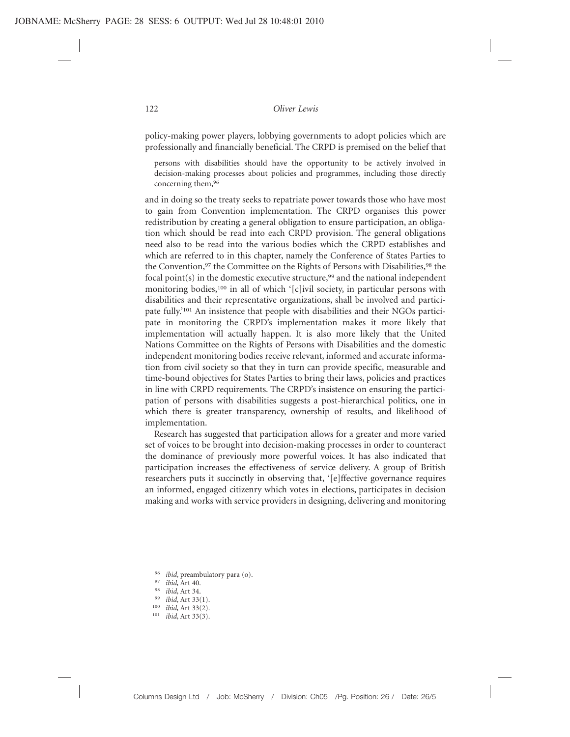policy-making power players, lobbying governments to adopt policies which are professionally and financially beneficial. The CRPD is premised on the belief that

> persons with disabilities should have the opportunity to be actively involved in decision-making processes about policies and programmes, including those directly concerning them,[96]

and in doing so the treaty seeks to repatriate power towards those who have most to gain from Convention implementation. The CRPD organises this power redistribution by creating a general obligation to ensure participation, an obligation which should be read into each CRPD provision. The general obligations need also to be read into the various bodies which the CRPD establishes and which are referred to in this chapter, namely the Conference of States Parties to the Convention,[97] the Committee on the Rights of Persons with Disabilities,[98] the focal point(s) in the domestic executive structure,[99] and the national independent monitoring bodies,[100] in all of which '[c]ivil society, in particular persons with disabilities and their representative organizations, shall be involved and participate fully.'[101] An insistence that people with disabilities and their NGOs participate in monitoring the CRPD's implementation makes it more likely that implementation will actually happen. It is also more likely that the United Nations Committee on the Rights of Persons with Disabilities and the domestic independent monitoring bodies receive relevant, informed and accurate information from civil society so that they in turn can provide specific, measurable and time-bound objectives for States Parties to bring their laws, policies and practices in line with CRPD requirements. The CRPD's insistence on ensuring the participation of persons with disabilities suggests a post-hierarchical politics, one in which there is greater transparency, ownership of results, and likelihood of implementation.

Research has suggested that participation allows for a greater and more varied set of voices to be brought into decision-making processes in order to counteract the dominance of previously more powerful voices. It has also indicated that participation increases the effectiveness of service delivery. A group of British researchers puts it succinctly in observing that, '[e]ffective governance requires an informed, engaged citizenry which votes in elections, participates in decision making and works with service providers in designing, delivering and monitoring

---

[96] *ibid*, preambulatory para (o).

[97] *ibid*, Art 40.

[98] *ibid*, Art 34.

[99] *ibid*, Art 33(1).

[100] *ibid*, Art 33(2).

[101] *ibid*, Art 33(3).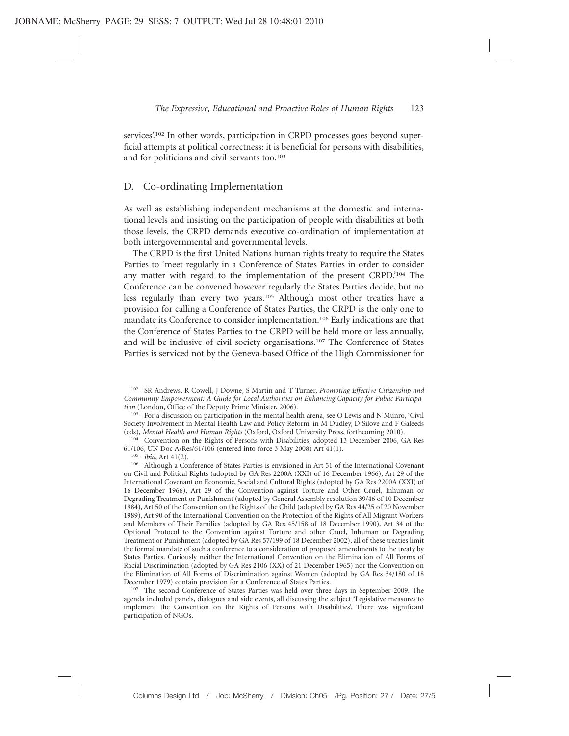services'.[102] In other words, participation in CRPD processes goes beyond superficial attempts at political correctness: it is beneficial for persons with disabilities, and for politicians and civil servants too.[103]

## D. Co-ordinating Implementation

As well as establishing independent mechanisms at the domestic and international levels and insisting on the participation of people with disabilities at both those levels, the CRPD demands executive co-ordination of implementation at both intergovernmental and governmental levels.

The CRPD is the first United Nations human rights treaty to require the States Parties to 'meet regularly in a Conference of States Parties in order to consider any matter with regard to the implementation of the present CRPD.'[104] The Conference can be convened however regularly the States Parties decide, but no less regularly than every two years.[105] Although most other treaties have a provision for calling a Conference of States Parties, the CRPD is the only one to mandate its Conference to consider implementation.[106] Early indications are that the Conference of States Parties to the CRPD will be held more or less annually, and will be inclusive of civil society organisations.[107] The Conference of States Parties is serviced not by the Geneva-based Office of the High Commissioner for

---

[102] SR Andrews, R Cowell, J Downe, S Martin and T Turner, *Promoting Effective Citizenship and Community Empowerment: A Guide for Local Authorities on Enhancing Capacity for Public Participation* (London, Office of the Deputy Prime Minister, 2006).

[103] For a discussion on participation in the mental health arena, see O Lewis and N Munro, 'Civil Society Involvement in Mental Health Law and Policy Reform' in M Dudley, D Silove and F Galeeds (eds), *Mental Health and Human Rights* (Oxford, Oxford University Press, forthcoming 2010).

[104] Convention on the Rights of Persons with Disabilities, adopted 13 December 2006, GA Res 61/106, UN Doc A/Res/61/106 (entered into force 3 May 2008) Art 41(1).

[105] *ibid*, Art 41(2).

[106] Although a Conference of States Parties is envisioned in Art 51 of the International Covenant on Civil and Political Rights (adopted by GA Res 2200A (XXI) of 16 December 1966), Art 29 of the International Covenant on Economic, Social and Cultural Rights (adopted by GA Res 2200A (XXI) of 16 December 1966), Art 29 of the Convention against Torture and Other Cruel, Inhuman or Degrading Treatment or Punishment (adopted by General Assembly resolution 39/46 of 10 December 1984), Art 50 of the Convention on the Rights of the Child (adopted by GA Res 44/25 of 20 November 1989), Art 90 of the International Convention on the Protection of the Rights of All Migrant Workers and Members of Their Families (adopted by GA Res 45/158 of 18 December 1990), Art 34 of the Optional Protocol to the Convention against Torture and other Cruel, Inhuman or Degrading Treatment or Punishment (adopted by GA Res 57/199 of 18 December 2002), all of these treaties limit the formal mandate of such a conference to a consideration of proposed amendments to the treaty by States Parties. Curiously neither the International Convention on the Elimination of All Forms of Racial Discrimination (adopted by GA Res 2106 (XX) of 21 December 1965) nor the Convention on the Elimination of All Forms of Discrimination against Women (adopted by GA Res 34/180 of 18 December 1979) contain provision for a Conference of States Parties.

[107] The second Conference of States Parties was held over three days in September 2009. The agenda included panels, dialogues and side events, all discussing the subject 'Legislative measures to implement the Convention on the Rights of Persons with Disabilities'. There was significant participation of NGOs.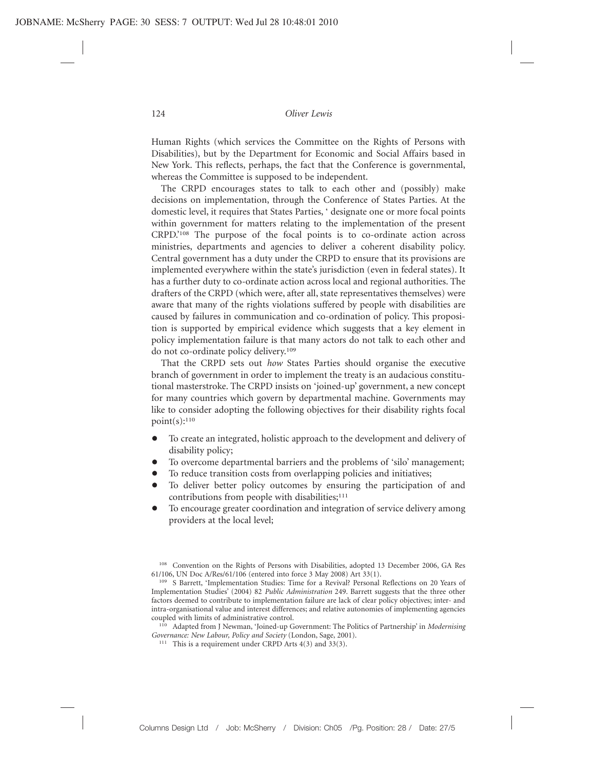Human Rights (which services the Committee on the Rights of Persons with Disabilities), but by the Department for Economic and Social Affairs based in New York. This reflects, perhaps, the fact that the Conference is governmental, whereas the Committee is supposed to be independent.

The CRPD encourages states to talk to each other and (possibly) make decisions on implementation, through the Conference of States Parties. At the domestic level, it requires that States Parties, ' designate one or more focal points within government for matters relating to the implementation of the present CRPD.'[108] The purpose of the focal points is to co-ordinate action across ministries, departments and agencies to deliver a coherent disability policy. Central government has a duty under the CRPD to ensure that its provisions are implemented everywhere within the state's jurisdiction (even in federal states). It has a further duty to co-ordinate action across local and regional authorities. The drafters of the CRPD (which were, after all, state representatives themselves) were aware that many of the rights violations suffered by people with disabilities are caused by failures in communication and co-ordination of policy. This proposition is supported by empirical evidence which suggests that a key element in policy implementation failure is that many actors do not talk to each other and do not co-ordinate policy delivery.[109]

That the CRPD sets out *how* States Parties should organise the executive branch of government in order to implement the treaty is an audacious constitutional masterstroke. The CRPD insists on 'joined-up' government, a new concept for many countries which govern by departmental machine. Governments may like to consider adopting the following objectives for their disability rights focal point(s):[110]

- To create an integrated, holistic approach to the development and delivery of disability policy;
- To overcome departmental barriers and the problems of 'silo' management;
- To reduce transition costs from overlapping policies and initiatives;
- To deliver better policy outcomes by ensuring the participation of and contributions from people with disabilities;[111]
- To encourage greater coordination and integration of service delivery among providers at the local level;

---

[108] Convention on the Rights of Persons with Disabilities, adopted 13 December 2006, GA Res 61/106, UN Doc A/Res/61/106 (entered into force 3 May 2008) Art 33(1).

[109] S Barrett, 'Implementation Studies: Time for a Revival? Personal Reflections on 20 Years of Implementation Studies' (2004) 82 *Public Administration* 249. Barrett suggests that the three other factors deemed to contribute to implementation failure are lack of clear policy objectives; inter- and intra-organisational value and interest differences; and relative autonomies of implementing agencies coupled with limits of administrative control.

[110] Adapted from J Newman, 'Joined-up Government: The Politics of Partnership' in *Modernising Governance: New Labour, Policy and Society* (London, Sage, 2001).

[111] This is a requirement under CRPD Arts 4(3) and 33(3).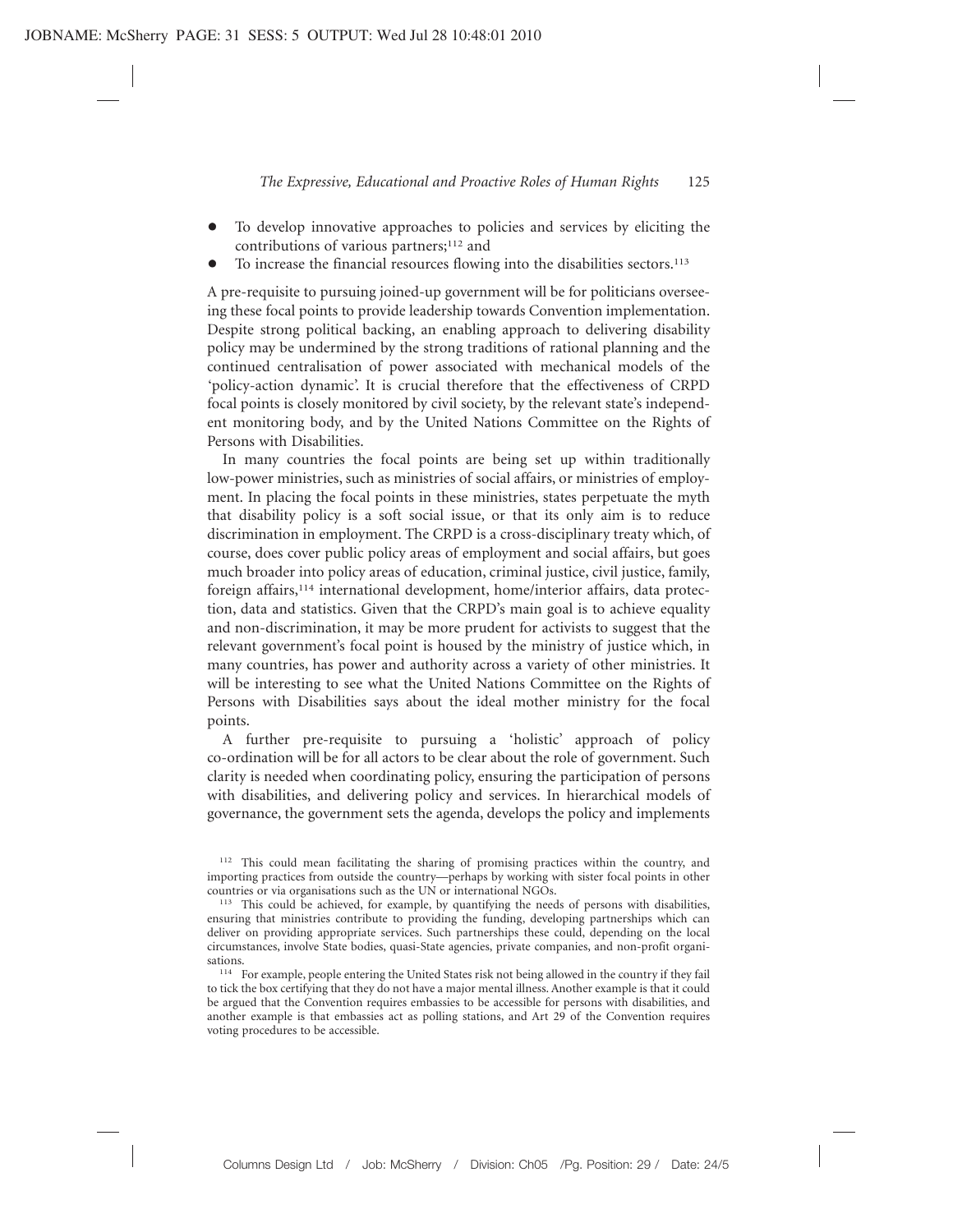- To develop innovative approaches to policies and services by eliciting the contributions of various partners;[112] and
- To increase the financial resources flowing into the disabilities sectors.[113]

A pre-requisite to pursuing joined-up government will be for politicians overseeing these focal points to provide leadership towards Convention implementation. Despite strong political backing, an enabling approach to delivering disability policy may be undermined by the strong traditions of rational planning and the continued centralisation of power associated with mechanical models of the 'policy-action dynamic'. It is crucial therefore that the effectiveness of CRPD focal points is closely monitored by civil society, by the relevant state's independent monitoring body, and by the United Nations Committee on the Rights of Persons with Disabilities.

In many countries the focal points are being set up within traditionally low-power ministries, such as ministries of social affairs, or ministries of employment. In placing the focal points in these ministries, states perpetuate the myth that disability policy is a soft social issue, or that its only aim is to reduce discrimination in employment. The CRPD is a cross-disciplinary treaty which, of course, does cover public policy areas of employment and social affairs, but goes much broader into policy areas of education, criminal justice, civil justice, family, foreign affairs,[114] international development, home/interior affairs, data protection, data and statistics. Given that the CRPD's main goal is to achieve equality and non-discrimination, it may be more prudent for activists to suggest that the relevant government's focal point is housed by the ministry of justice which, in many countries, has power and authority across a variety of other ministries. It will be interesting to see what the United Nations Committee on the Rights of Persons with Disabilities says about the ideal mother ministry for the focal points.

A further pre-requisite to pursuing a 'holistic' approach of policy co-ordination will be for all actors to be clear about the role of government. Such clarity is needed when coordinating policy, ensuring the participation of persons with disabilities, and delivering policy and services. In hierarchical models of governance, the government sets the agenda, develops the policy and implements

---

[112] This could mean facilitating the sharing of promising practices within the country, and importing practices from outside the country—perhaps by working with sister focal points in other countries or via organisations such as the UN or international NGOs.

[113] This could be achieved, for example, by quantifying the needs of persons with disabilities, ensuring that ministries contribute to providing the funding, developing partnerships which can deliver on providing appropriate services. Such partnerships these could, depending on the local circumstances, involve State bodies, quasi-State agencies, private companies, and non-profit organisations.

[114] For example, people entering the United States risk not being allowed in the country if they fail to tick the box certifying that they do not have a major mental illness. Another example is that it could be argued that the Convention requires embassies to be accessible for persons with disabilities, and another example is that embassies act as polling stations, and Art 29 of the Convention requires voting procedures to be accessible.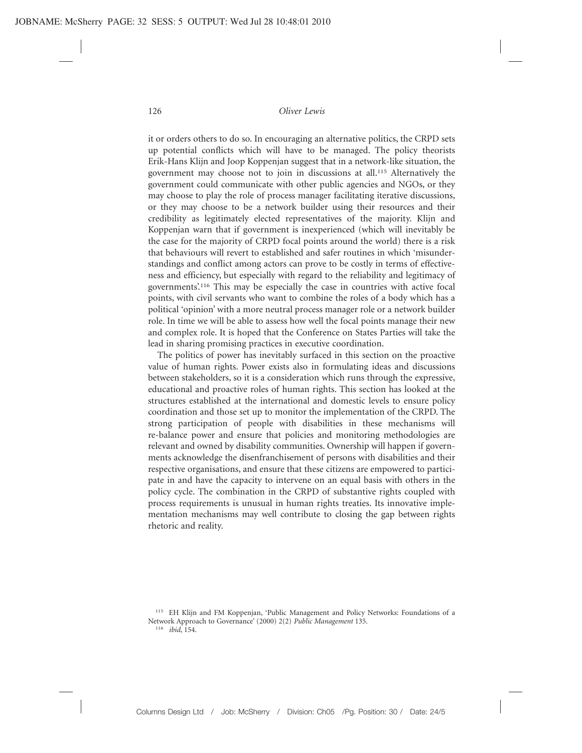it or orders others to do so. In encouraging an alternative politics, the CRPD sets up potential conflicts which will have to be managed. The policy theorists Erik-Hans Klijn and Joop Koppenjan suggest that in a network-like situation, the government may choose not to join in discussions at all.[115] Alternatively the government could communicate with other public agencies and NGOs, or they may choose to play the role of process manager facilitating iterative discussions, or they may choose to be a network builder using their resources and their credibility as legitimately elected representatives of the majority. Klijn and Koppenjan warn that if government is inexperienced (which will inevitably be the case for the majority of CRPD focal points around the world) there is a risk that behaviours will revert to established and safer routines in which 'misunderstandings and conflict among actors can prove to be costly in terms of effectiveness and efficiency, but especially with regard to the reliability and legitimacy of governments'.[116] This may be especially the case in countries with active focal points, with civil servants who want to combine the roles of a body which has a political 'opinion' with a more neutral process manager role or a network builder role. In time we will be able to assess how well the focal points manage their new and complex role. It is hoped that the Conference on States Parties will take the lead in sharing promising practices in executive coordination.

The politics of power has inevitably surfaced in this section on the proactive value of human rights. Power exists also in formulating ideas and discussions between stakeholders, so it is a consideration which runs through the expressive, educational and proactive roles of human rights. This section has looked at the structures established at the international and domestic levels to ensure policy coordination and those set up to monitor the implementation of the CRPD. The strong participation of people with disabilities in these mechanisms will re-balance power and ensure that policies and monitoring methodologies are relevant and owned by disability communities. Ownership will happen if governments acknowledge the disenfranchisement of persons with disabilities and their respective organisations, and ensure that these citizens are empowered to participate in and have the capacity to intervene on an equal basis with others in the policy cycle. The combination in the CRPD of substantive rights coupled with process requirements is unusual in human rights treaties. Its innovative implementation mechanisms may well contribute to closing the gap between rights rhetoric and reality.

[115] EH Klijn and FM Koppenjan, 'Public Management and Policy Networks: Foundations of a Network Approach to Governance' (2000) 2(2) *Public Management* 135.

[116] *ibid*, 154.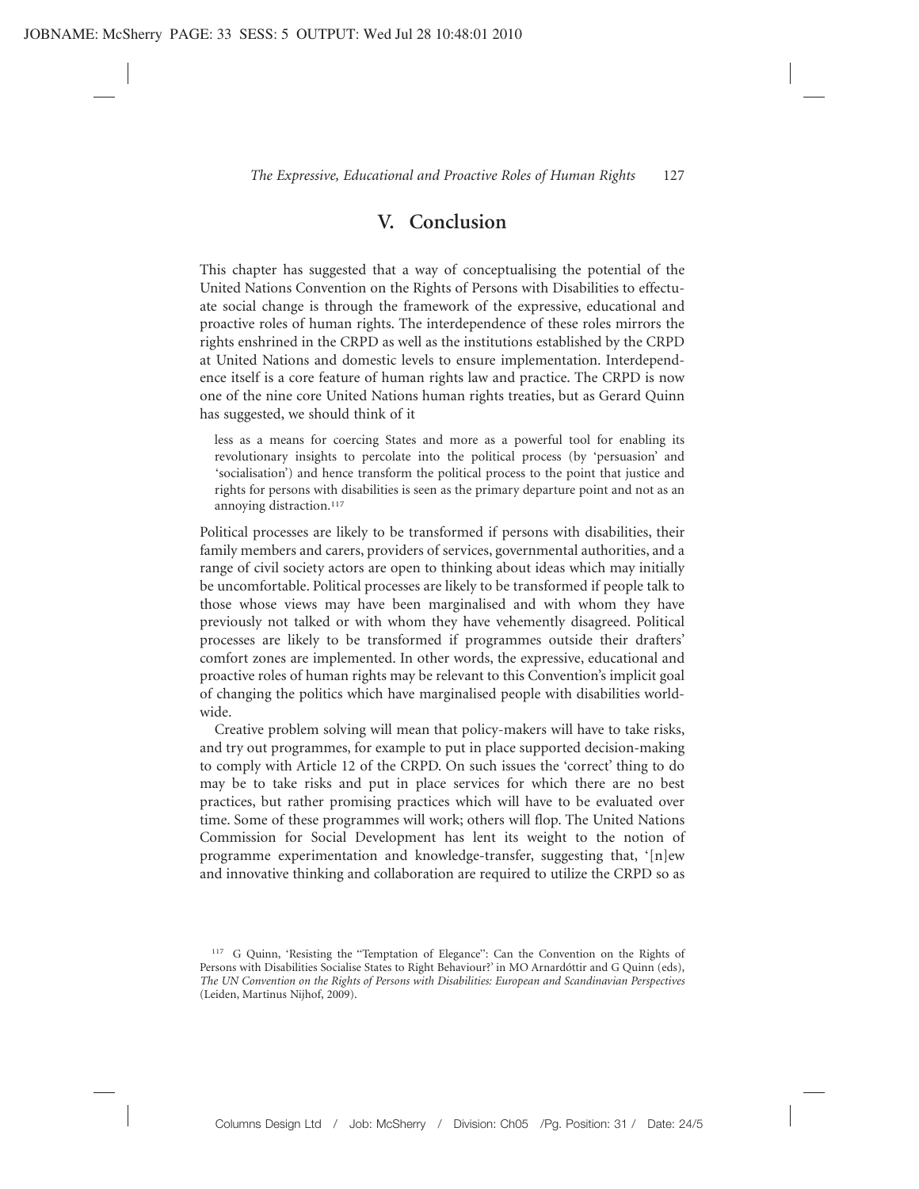## V. Conclusion

This chapter has suggested that a way of conceptualising the potential of the United Nations Convention on the Rights of Persons with Disabilities to effectuate social change is through the framework of the expressive, educational and proactive roles of human rights. The interdependence of these roles mirrors the rights enshrined in the CRPD as well as the institutions established by the CRPD at United Nations and domestic levels to ensure implementation. Interdependence itself is a core feature of human rights law and practice. The CRPD is now one of the nine core United Nations human rights treaties, but as Gerard Quinn has suggested, we should think of it

> less as a means for coercing States and more as a powerful tool for enabling its revolutionary insights to percolate into the political process (by 'persuasion' and 'socialisation') and hence transform the political process to the point that justice and rights for persons with disabilities is seen as the primary departure point and not as an annoying distraction.[117]

Political processes are likely to be transformed if persons with disabilities, their family members and carers, providers of services, governmental authorities, and a range of civil society actors are open to thinking about ideas which may initially be uncomfortable. Political processes are likely to be transformed if people talk to those whose views may have been marginalised and with whom they have previously not talked or with whom they have vehemently disagreed. Political processes are likely to be transformed if programmes outside their drafters' comfort zones are implemented. In other words, the expressive, educational and proactive roles of human rights may be relevant to this Convention's implicit goal of changing the politics which have marginalised people with disabilities worldwide.

Creative problem solving will mean that policy-makers will have to take risks, and try out programmes, for example to put in place supported decision-making to comply with Article 12 of the CRPD. On such issues the 'correct' thing to do may be to take risks and put in place services for which there are no best practices, but rather promising practices which will have to be evaluated over time. Some of these programmes will work; others will flop. The United Nations Commission for Social Development has lent its weight to the notion of programme experimentation and knowledge-transfer, suggesting that, '[n]ew and innovative thinking and collaboration are required to utilize the CRPD so as

---

[117] G Quinn, 'Resisting the "Temptation of Elegance": Can the Convention on the Rights of Persons with Disabilities Socialise States to Right Behaviour?' in MO Arnardóttir and G Quinn (eds), *The UN Convention on the Rights of Persons with Disabilities: European and Scandinavian Perspectives* (Leiden, Martinus Nijhof, 2009).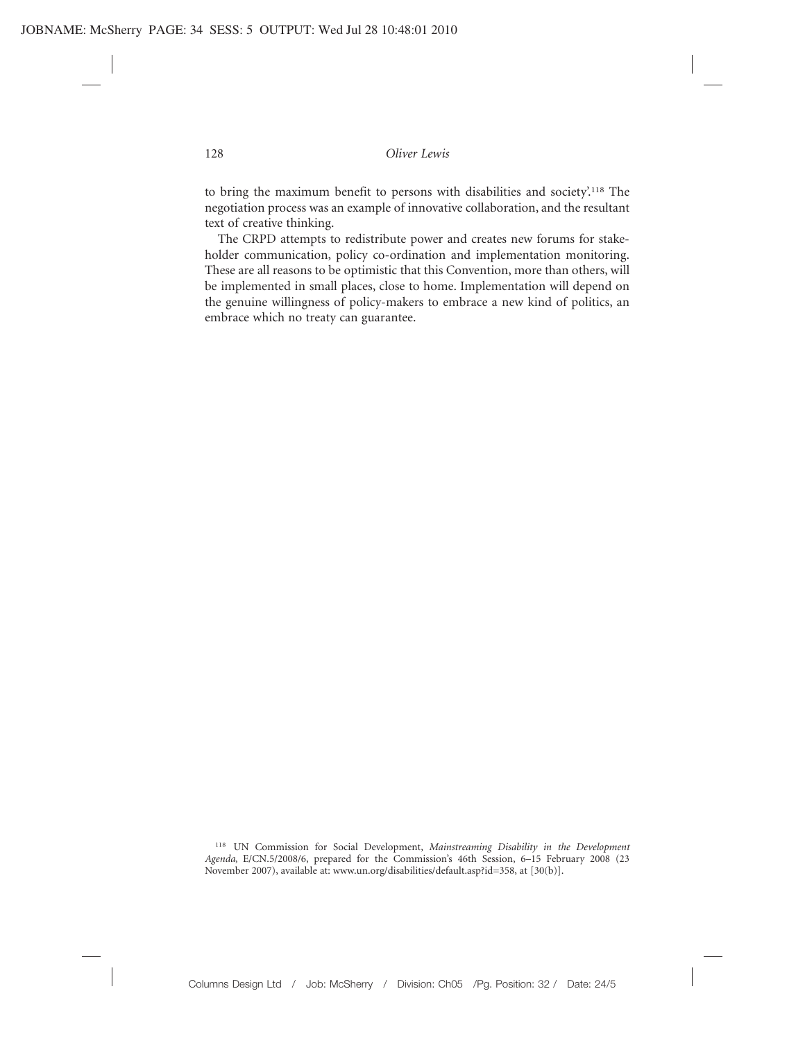to bring the maximum benefit to persons with disabilities and society'.[118] The negotiation process was an example of innovative collaboration, and the resultant text of creative thinking.

The CRPD attempts to redistribute power and creates new forums for stakeholder communication, policy co-ordination and implementation monitoring. These are all reasons to be optimistic that this Convention, more than others, will be implemented in small places, close to home. Implementation will depend on the genuine willingness of policy-makers to embrace a new kind of politics, an embrace which no treaty can guarantee.

[118] UN Commission for Social Development, *Mainstreaming Disability in the Development Agenda*, E/CN.5/2008/6, prepared for the Commission's 46th Session, 6–15 February 2008 (23 November 2007), available at: www.un.org/disabilities/default.asp?id=358, at [30(b)].